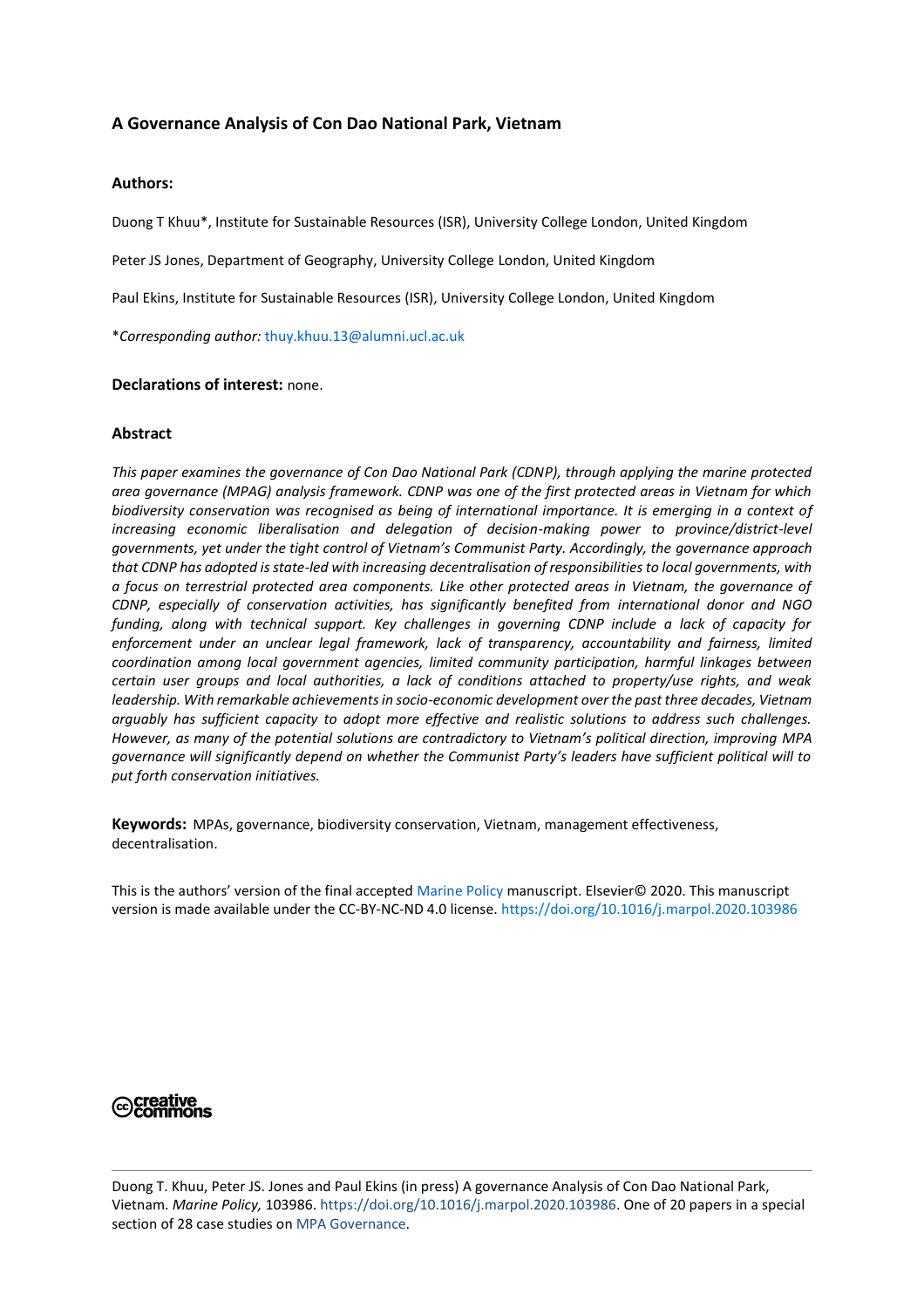# A Governance Analysis of Con Dao National Park, Vietnam

**Authors:**

Duong T Khuu*, Institute for Sustainable Resources (ISR), University College London, United Kingdom

Peter JS Jones, Department of Geography, University College London, United Kingdom

Paul Ekins, Institute for Sustainable Resources (ISR), University College London, United Kingdom

**Corresponding author:* thuy.khuu.13@alumni.ucl.ac.uk

**Declarations of interest:** none.

## Abstract

*This paper examines the governance of Con Dao National Park (CDNP), through applying the marine protected area governance (MPAG) analysis framework. CDNP was one of the first protected areas in Vietnam for which biodiversity conservation was recognised as being of international importance. It is emerging in a context of increasing economic liberalisation and delegation of decision-making power to province/district-level governments, yet under the tight control of Vietnam's Communist Party. Accordingly, the governance approach that CDNP has adopted is state-led with increasing decentralisation of responsibilities to local governments, with a focus on terrestrial protected area components. Like other protected areas in Vietnam, the governance of CDNP, especially of conservation activities, has significantly benefited from international donor and NGO funding, along with technical support. Key challenges in governing CDNP include a lack of capacity for enforcement under an unclear legal framework, lack of transparency, accountability and fairness, limited coordination among local government agencies, limited community participation, harmful linkages between certain user groups and local authorities, a lack of conditions attached to property/use rights, and weak leadership. With remarkable achievements in socio-economic development over the past three decades, Vietnam arguably has sufficient capacity to adopt more effective and realistic solutions to address such challenges. However, as many of the potential solutions are contradictory to Vietnam's political direction, improving MPA governance will significantly depend on whether the Communist Party's leaders have sufficient political will to put forth conservation initiatives.*

**Keywords:** MPAs, governance, biodiversity conservation, Vietnam, management effectiveness, decentralisation.

This is the authors' version of the final accepted Marine Policy manuscript. Elsevier© 2020. This manuscript version is made available under the CC-BY-NC-ND 4.0 license. https://doi.org/10.1016/j.marpol.2020.103986

creative commons

---

Duong T. Khuu, Peter JS. Jones and Paul Ekins (in press) A governance Analysis of Con Dao National Park, Vietnam. *Marine Policy,* 103986. https://doi.org/10.1016/j.marpol.2020.103986. One of 20 papers in a special section of 28 case studies on MPA Governance.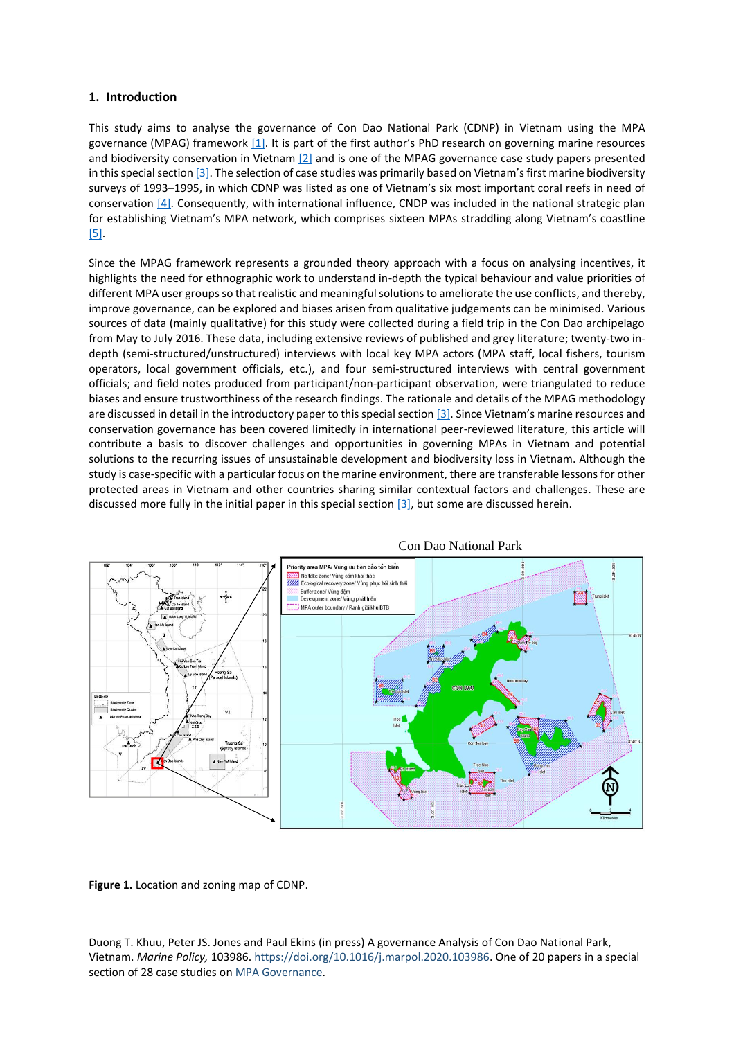## 1. Introduction

This study aims to analyse the governance of Con Dao National Park (CDNP) in Vietnam using the MPA governance (MPAG) framework [1]. It is part of the first author's PhD research on governing marine resources and biodiversity conservation in Vietnam [2] and is one of the MPAG governance case study papers presented in this special section [3]. The selection of case studies was primarily based on Vietnam's first marine biodiversity surveys of 1993–1995, in which CDNP was listed as one of Vietnam's six most important coral reefs in need of conservation [4]. Consequently, with international influence, CNDP was included in the national strategic plan for establishing Vietnam's MPA network, which comprises sixteen MPAs straddling along Vietnam's coastline [5].

Since the MPAG framework represents a grounded theory approach with a focus on analysing incentives, it highlights the need for ethnographic work to understand in-depth the typical behaviour and value priorities of different MPA user groups so that realistic and meaningful solutions to ameliorate the use conflicts, and thereby, improve governance, can be explored and biases arisen from qualitative judgements can be minimised. Various sources of data (mainly qualitative) for this study were collected during a field trip in the Con Dao archipelago from May to July 2016. These data, including extensive reviews of published and grey literature; twenty-two in-depth (semi-structured/unstructured) interviews with local key MPA actors (MPA staff, local fishers, tourism operators, local government officials, etc.), and four semi-structured interviews with central government officials; and field notes produced from participant/non-participant observation, were triangulated to reduce biases and ensure trustworthiness of the research findings. The rationale and details of the MPAG methodology are discussed in detail in the introductory paper to this special section [3]. Since Vietnam's marine resources and conservation governance has been covered limitedly in international peer-reviewed literature, this article will contribute a basis to discover challenges and opportunities in governing MPAs in Vietnam and potential solutions to the recurring issues of unsustainable development and biodiversity loss in Vietnam. Although the study is case-specific with a particular focus on the marine environment, there are transferable lessons for other protected areas in Vietnam and other countries sharing similar contextual factors and challenges. These are discussed more fully in the initial paper in this special section [3], but some are discussed herein.

**Figure 1.** Location and zoning map of CDNP.

Duong T. Khuu, Peter JS. Jones and Paul Ekins (in press) A governance Analysis of Con Dao National Park, Vietnam. *Marine Policy,* 103986. https://doi.org/10.1016/j.marpol.2020.103986. One of 20 papers in a special section of 28 case studies on MPA Governance.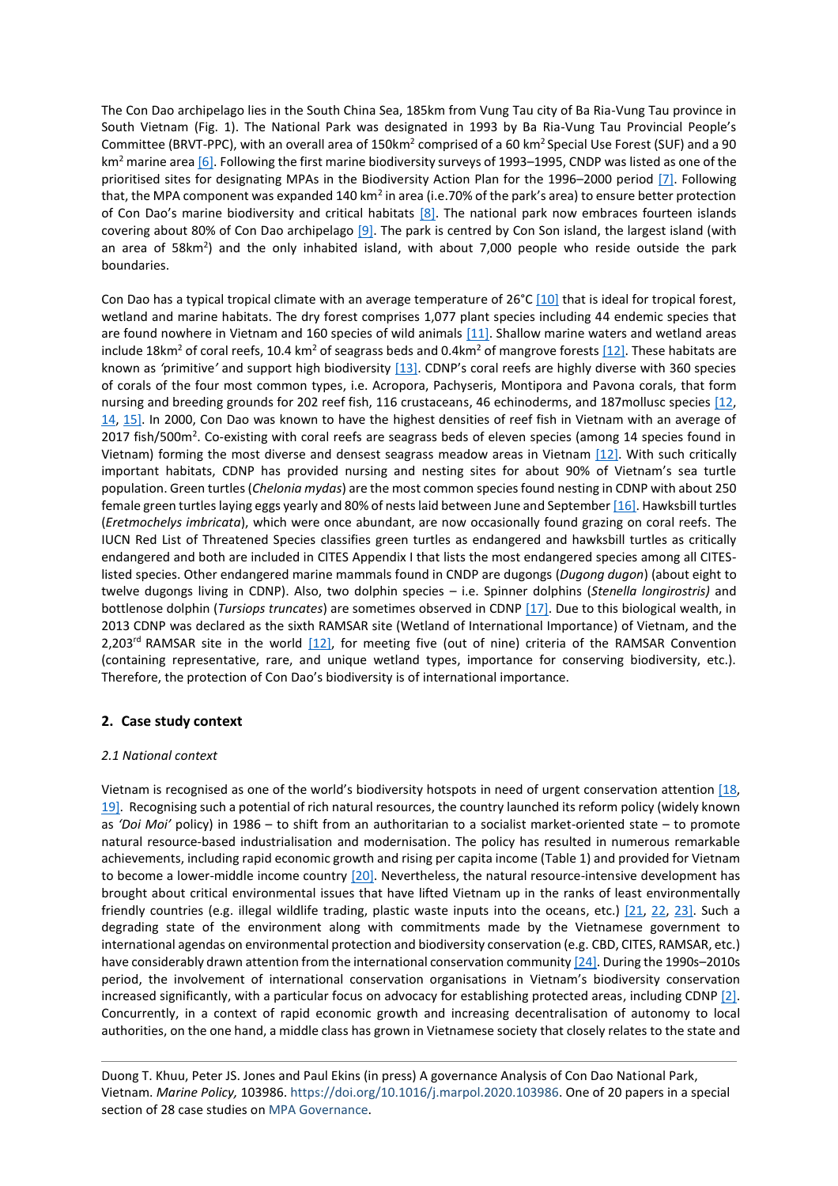The Con Dao archipelago lies in the South China Sea, 185km from Vung Tau city of Ba Ria-Vung Tau province in South Vietnam (Fig. 1). The National Park was designated in 1993 by Ba Ria-Vung Tau Provincial People's Committee (BRVT-PPC), with an overall area of 150km$^2$ comprised of a 60 km$^2$ Special Use Forest (SUF) and a 90 km$^2$ marine area [6]. Following the first marine biodiversity surveys of 1993–1995, CNDP was listed as one of the prioritised sites for designating MPAs in the Biodiversity Action Plan for the 1996–2000 period [7]. Following that, the MPA component was expanded 140 km$^2$ in area (i.e.70% of the park's area) to ensure better protection of Con Dao's marine biodiversity and critical habitats [8]. The national park now embraces fourteen islands covering about 80% of Con Dao archipelago [9]. The park is centred by Con Son island, the largest island (with an area of 58km$^2$) and the only inhabited island, with about 7,000 people who reside outside the park boundaries.

Con Dao has a typical tropical climate with an average temperature of 26°C [10] that is ideal for tropical forest, wetland and marine habitats. The dry forest comprises 1,077 plant species including 44 endemic species that are found nowhere in Vietnam and 160 species of wild animals [11]. Shallow marine waters and wetland areas include 18km$^2$ of coral reefs, 10.4 km$^2$ of seagrass beds and 0.4km$^2$ of mangrove forests [12]. These habitats are known as *'primitive'* and support high biodiversity [13]. CDNP's coral reefs are highly diverse with 360 species of corals of the four most common types, i.e. Acropora, Pachyseris, Montipora and Pavona corals, that form nursing and breeding grounds for 202 reef fish, 116 crustaceans, 46 echinoderms, and 187mollusc species [12, 14, 15]. In 2000, Con Dao was known to have the highest densities of reef fish in Vietnam with an average of 2017 fish/500m$^2$. Co-existing with coral reefs are seagrass beds of eleven species (among 14 species found in Vietnam) forming the most diverse and densest seagrass meadow areas in Vietnam [12]. With such critically important habitats, CDNP has provided nursing and nesting sites for about 90% of Vietnam's sea turtle population. Green turtles (*Chelonia mydas*) are the most common species found nesting in CDNP with about 250 female green turtles laying eggs yearly and 80% of nests laid between June and September [16]. Hawksbill turtles (*Eretmochelys imbricata*), which were once abundant, are now occasionally found grazing on coral reefs. The IUCN Red List of Threatened Species classifies green turtles as endangered and hawksbill turtles as critically endangered and both are included in CITES Appendix I that lists the most endangered species among all CITES-listed species. Other endangered marine mammals found in CNDP are dugongs (*Dugong dugon*) (about eight to twelve dugongs living in CDNP). Also, two dolphin species – i.e. Spinner dolphins (*Stenella longirostris)* and bottlenose dolphin (*Tursiops truncates*) are sometimes observed in CDNP [17]. Due to this biological wealth, in 2013 CDNP was declared as the sixth RAMSAR site (Wetland of International Importance) of Vietnam, and the 2,203$^{rd}$ RAMSAR site in the world [12], for meeting five (out of nine) criteria of the RAMSAR Convention (containing representative, rare, and unique wetland types, importance for conserving biodiversity, etc.). Therefore, the protection of Con Dao's biodiversity is of international importance.

## 2. Case study context

### *2.1 National context*

Vietnam is recognised as one of the world's biodiversity hotspots in need of urgent conservation attention [18, 19]. Recognising such a potential of rich natural resources, the country launched its reform policy (widely known as *'Doi Moi'* policy) in 1986 – to shift from an authoritarian to a socialist market-oriented state – to promote natural resource-based industrialisation and modernisation. The policy has resulted in numerous remarkable achievements, including rapid economic growth and rising per capita income (Table 1) and provided for Vietnam to become a lower-middle income country [20]. Nevertheless, the natural resource-intensive development has brought about critical environmental issues that have lifted Vietnam up in the ranks of least environmentally friendly countries (e.g. illegal wildlife trading, plastic waste inputs into the oceans, etc.) [21, 22, 23]. Such a degrading state of the environment along with commitments made by the Vietnamese government to international agendas on environmental protection and biodiversity conservation (e.g. CBD, CITES, RAMSAR, etc.) have considerably drawn attention from the international conservation community [24]. During the 1990s–2010s period, the involvement of international conservation organisations in Vietnam's biodiversity conservation increased significantly, with a particular focus on advocacy for establishing protected areas, including CDNP [2]. Concurrently, in a context of rapid economic growth and increasing decentralisation of autonomy to local authorities, on the one hand, a middle class has grown in Vietnamese society that closely relates to the state and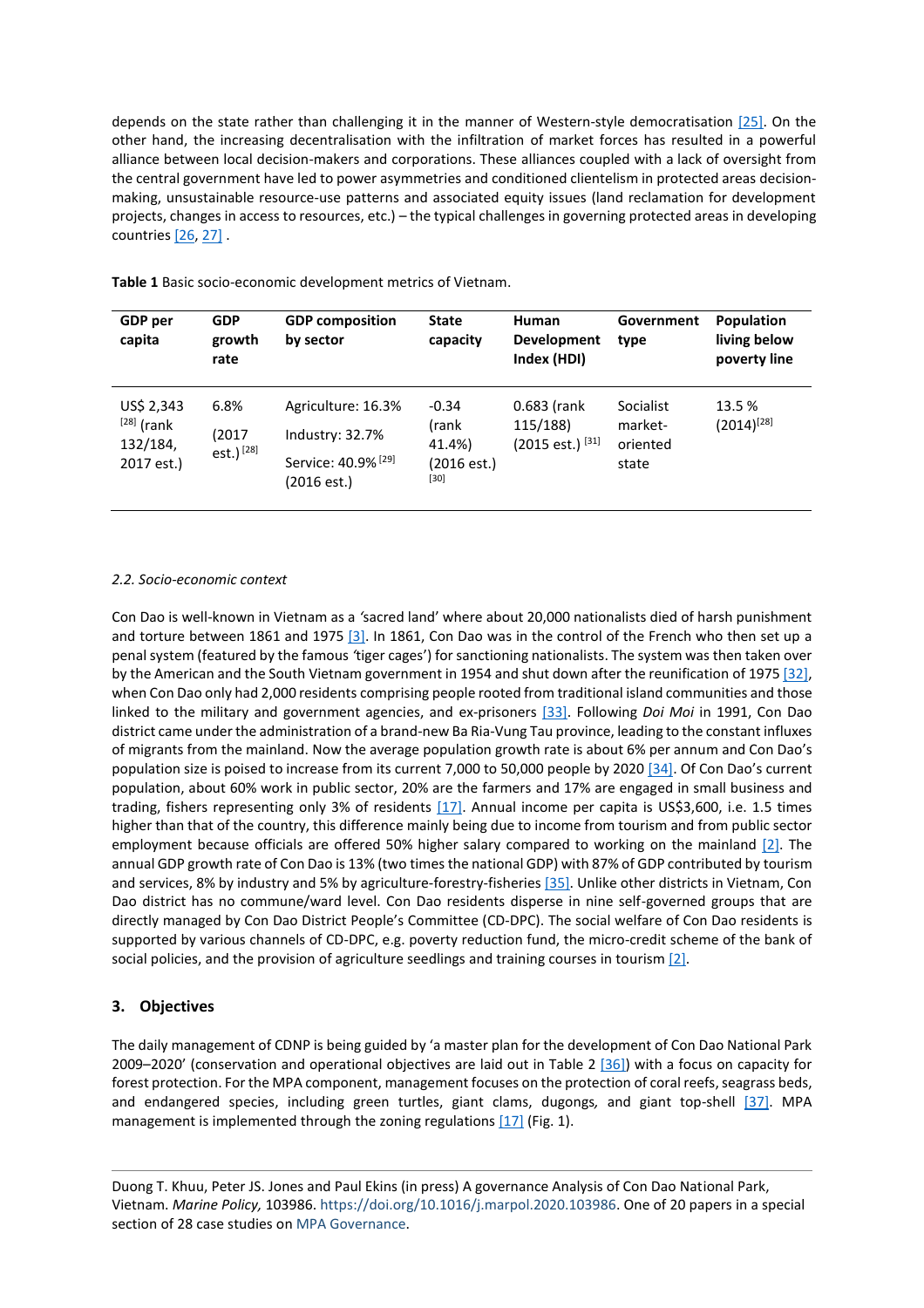depends on the state rather than challenging it in the manner of Western-style democratisation [25]. On the other hand, the increasing decentralisation with the infiltration of market forces has resulted in a powerful alliance between local decision-makers and corporations. These alliances coupled with a lack of oversight from the central government have led to power asymmetries and conditioned clientelism in protected areas decision-making, unsustainable resource-use patterns and associated equity issues (land reclamation for development projects, changes in access to resources, etc.) – the typical challenges in governing protected areas in developing countries [26, 27] .

**Table 1** Basic socio-economic development metrics of Vietnam.

| GDP per capita | GDP growth rate | GDP composition by sector | State capacity | Human Development Index (HDI) | Government type | Population living below poverty line |
|---|---|---|---|---|---|---|
| US$ 2,343 [28] (rank 132/184, 2017 est.) | 6.8% (2017 est.) [28] | Agriculture: 16.3% Industry: 32.7% Service: 40.9% [29] (2016 est.) | -0.34 (rank 41.4%) (2016 est.) [30] | 0.683 (rank 115/188) (2015 est.) [31] | Socialist market-oriented state | 13.5 % (2014)[28] |

*2.2. Socio-economic context*

Con Dao is well-known in Vietnam as a *'*sacred land' where about 20,000 nationalists died of harsh punishment and torture between 1861 and 1975 [3]. In 1861, Con Dao was in the control of the French who then set up a penal system (featured by the famous *'*tiger cages') for sanctioning nationalists. The system was then taken over by the American and the South Vietnam government in 1954 and shut down after the reunification of 1975 [32], when Con Dao only had 2,000 residents comprising people rooted from traditional island communities and those linked to the military and government agencies, and ex-prisoners [33]. Following *Doi Moi* in 1991, Con Dao district came under the administration of a brand-new Ba Ria-Vung Tau province, leading to the constant influxes of migrants from the mainland. Now the average population growth rate is about 6% per annum and Con Dao's population size is poised to increase from its current 7,000 to 50,000 people by 2020 [34]. Of Con Dao's current population, about 60% work in public sector, 20% are the farmers and 17% are engaged in small business and trading, fishers representing only 3% of residents [17]. Annual income per capita is US$3,600, i.e. 1.5 times higher than that of the country, this difference mainly being due to income from tourism and from public sector employment because officials are offered 50% higher salary compared to working on the mainland [2]. The annual GDP growth rate of Con Dao is 13% (two times the national GDP) with 87% of GDP contributed by tourism and services, 8% by industry and 5% by agriculture-forestry-fisheries [35]. Unlike other districts in Vietnam, Con Dao district has no commune/ward level. Con Dao residents disperse in nine self-governed groups that are directly managed by Con Dao District People's Committee (CD-DPC). The social welfare of Con Dao residents is supported by various channels of CD-DPC, e.g. poverty reduction fund, the micro-credit scheme of the bank of social policies, and the provision of agriculture seedlings and training courses in tourism [2].

## 3. Objectives

The daily management of CDNP is being guided by 'a master plan for the development of Con Dao National Park 2009–2020' (conservation and operational objectives are laid out in Table 2 [36]) with a focus on capacity for forest protection. For the MPA component, management focuses on the protection of coral reefs, seagrass beds, and endangered species, including green turtles, giant clams, dugongs*,* and giant top-shell [37]. MPA management is implemented through the zoning regulations [17] (Fig. 1).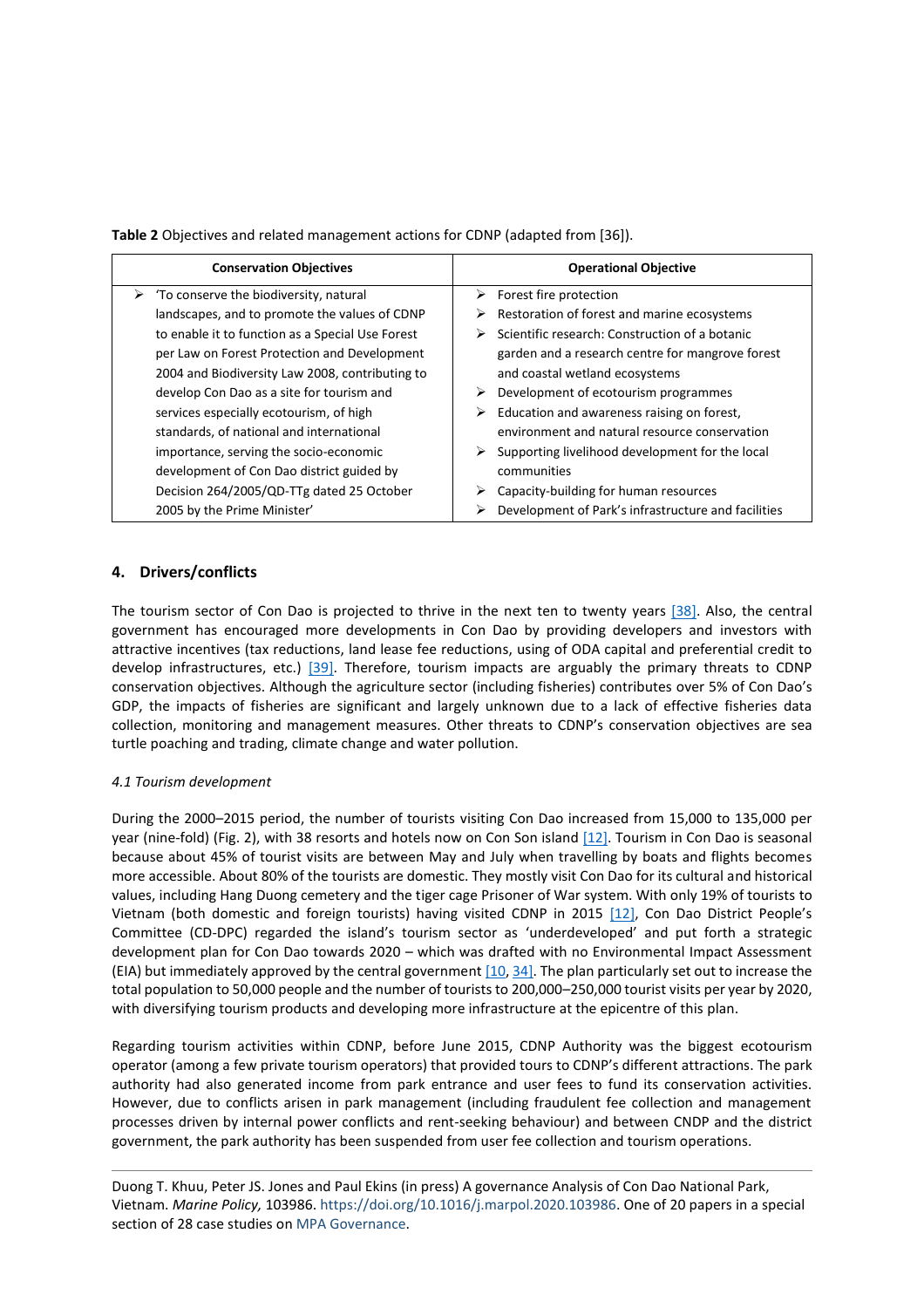**Table 2** Objectives and related management actions for CDNP (adapted from [36]).

| Conservation Objectives | Operational Objective |
| --- | --- |
| ➢ 'To conserve the biodiversity, natural landscapes, and to promote the values of CDNP to enable it to function as a Special Use Forest per Law on Forest Protection and Development 2004 and Biodiversity Law 2008, contributing to develop Con Dao as a site for tourism and services especially ecotourism, of high standards, of national and international importance, serving the socio-economic development of Con Dao district guided by Decision 264/2005/QD-TTg dated 25 October 2005 by the Prime Minister' | ➢ Forest fire protection<br>➢ Restoration of forest and marine ecosystems<br>➢ Scientific research: Construction of a botanic garden and a research centre for mangrove forest and coastal wetland ecosystems<br>➢ Development of ecotourism programmes<br>➢ Education and awareness raising on forest, environment and natural resource conservation<br>➢ Supporting livelihood development for the local communities<br>➢ Capacity-building for human resources<br>➢ Development of Park's infrastructure and facilities |

## 4. Drivers/conflicts

The tourism sector of Con Dao is projected to thrive in the next ten to twenty years [38]. Also, the central government has encouraged more developments in Con Dao by providing developers and investors with attractive incentives (tax reductions, land lease fee reductions, using of ODA capital and preferential credit to develop infrastructures, etc.) [39]. Therefore, tourism impacts are arguably the primary threats to CDNP conservation objectives. Although the agriculture sector (including fisheries) contributes over 5% of Con Dao's GDP, the impacts of fisheries are significant and largely unknown due to a lack of effective fisheries data collection, monitoring and management measures. Other threats to CDNP's conservation objectives are sea turtle poaching and trading, climate change and water pollution.

### *4.1 Tourism development*

During the 2000–2015 period, the number of tourists visiting Con Dao increased from 15,000 to 135,000 per year (nine-fold) (Fig. 2), with 38 resorts and hotels now on Con Son island [12]. Tourism in Con Dao is seasonal because about 45% of tourist visits are between May and July when travelling by boats and flights becomes more accessible. About 80% of the tourists are domestic. They mostly visit Con Dao for its cultural and historical values, including Hang Duong cemetery and the tiger cage Prisoner of War system. With only 19% of tourists to Vietnam (both domestic and foreign tourists) having visited CDNP in 2015 [12], Con Dao District People's Committee (CD-DPC) regarded the island's tourism sector as 'underdeveloped' and put forth a strategic development plan for Con Dao towards 2020 – which was drafted with no Environmental Impact Assessment (EIA) but immediately approved by the central government [10, 34]. The plan particularly set out to increase the total population to 50,000 people and the number of tourists to 200,000–250,000 tourist visits per year by 2020, with diversifying tourism products and developing more infrastructure at the epicentre of this plan.

Regarding tourism activities within CDNP, before June 2015, CDNP Authority was the biggest ecotourism operator (among a few private tourism operators) that provided tours to CDNP's different attractions. The park authority had also generated income from park entrance and user fees to fund its conservation activities. However, due to conflicts arisen in park management (including fraudulent fee collection and management processes driven by internal power conflicts and rent-seeking behaviour) and between CNDP and the district government, the park authority has been suspended from user fee collection and tourism operations.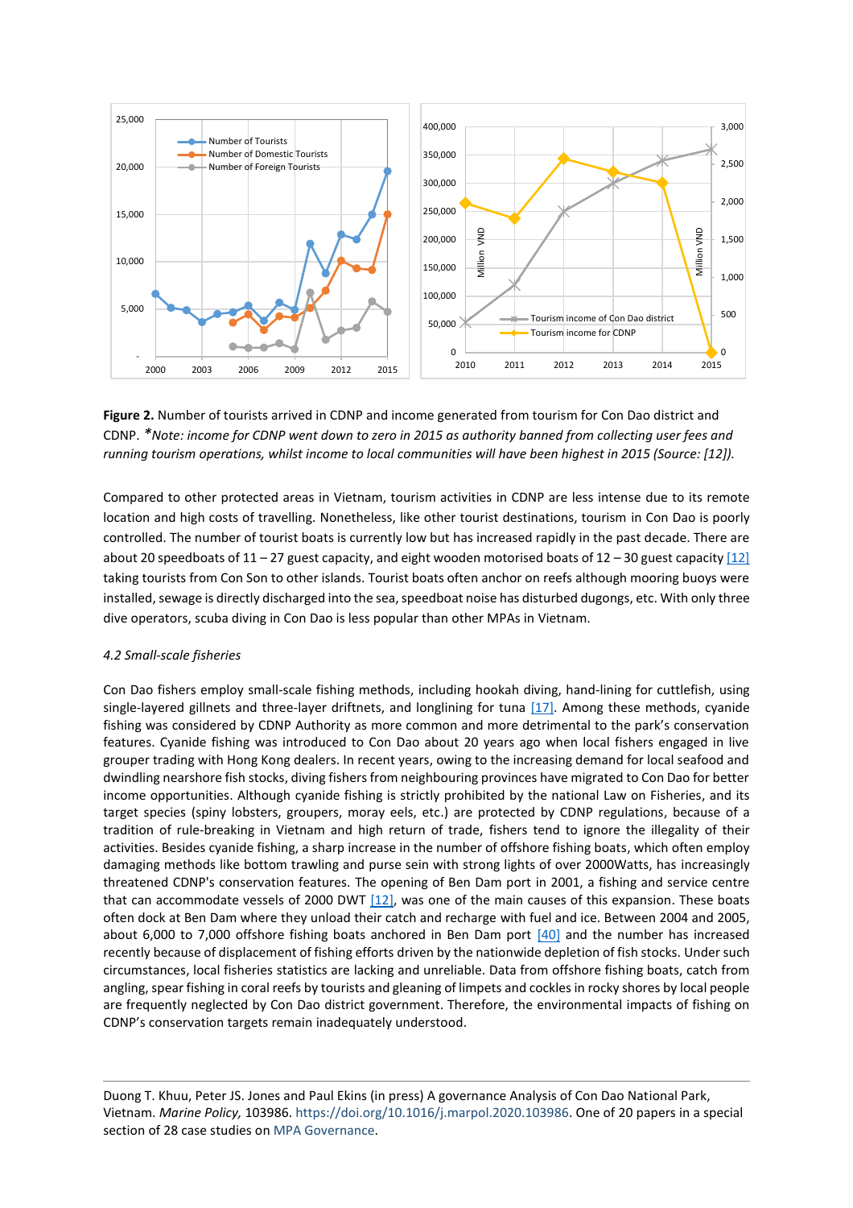**Figure 2.** Number of tourists arrived in CDNP and income generated from tourism for Con Dao district and CDNP. **Note: income for CDNP went down to zero in 2015 as authority banned from collecting user fees and running tourism operations, whilst income to local communities will have been highest in 2015 (Source: [12]).*

Compared to other protected areas in Vietnam, tourism activities in CDNP are less intense due to its remote location and high costs of travelling. Nonetheless, like other tourist destinations, tourism in Con Dao is poorly controlled. The number of tourist boats is currently low but has increased rapidly in the past decade. There are about 20 speedboats of 11 – 27 guest capacity, and eight wooden motorised boats of 12 – 30 guest capacity [12] taking tourists from Con Son to other islands. Tourist boats often anchor on reefs although mooring buoys were installed, sewage is directly discharged into the sea, speedboat noise has disturbed dugongs, etc. With only three dive operators, scuba diving in Con Dao is less popular than other MPAs in Vietnam.

### *4.2 Small-scale fisheries*

Con Dao fishers employ small-scale fishing methods, including hookah diving, hand-lining for cuttlefish, using single-layered gillnets and three-layer driftnets, and longlining for tuna [17]. Among these methods, cyanide fishing was considered by CDNP Authority as more common and more detrimental to the park's conservation features. Cyanide fishing was introduced to Con Dao about 20 years ago when local fishers engaged in live grouper trading with Hong Kong dealers. In recent years, owing to the increasing demand for local seafood and dwindling nearshore fish stocks, diving fishers from neighbouring provinces have migrated to Con Dao for better income opportunities. Although cyanide fishing is strictly prohibited by the national Law on Fisheries, and its target species (spiny lobsters, groupers, moray eels, etc.) are protected by CDNP regulations, because of a tradition of rule-breaking in Vietnam and high return of trade, fishers tend to ignore the illegality of their activities. Besides cyanide fishing, a sharp increase in the number of offshore fishing boats, which often employ damaging methods like bottom trawling and purse sein with strong lights of over 2000Watts, has increasingly threatened CDNP's conservation features. The opening of Ben Dam port in 2001, a fishing and service centre that can accommodate vessels of 2000 DWT [12], was one of the main causes of this expansion. These boats often dock at Ben Dam where they unload their catch and recharge with fuel and ice. Between 2004 and 2005, about 6,000 to 7,000 offshore fishing boats anchored in Ben Dam port [40] and the number has increased recently because of displacement of fishing efforts driven by the nationwide depletion of fish stocks. Under such circumstances, local fisheries statistics are lacking and unreliable. Data from offshore fishing boats, catch from angling, spear fishing in coral reefs by tourists and gleaning of limpets and cockles in rocky shores by local people are frequently neglected by Con Dao district government. Therefore, the environmental impacts of fishing on CDNP's conservation targets remain inadequately understood.

Duong T. Khuu, Peter JS. Jones and Paul Ekins (in press) A governance Analysis of Con Dao National Park, Vietnam. *Marine Policy,* 103986. https://doi.org/10.1016/j.marpol.2020.103986. One of 20 papers in a special section of 28 case studies on MPA Governance.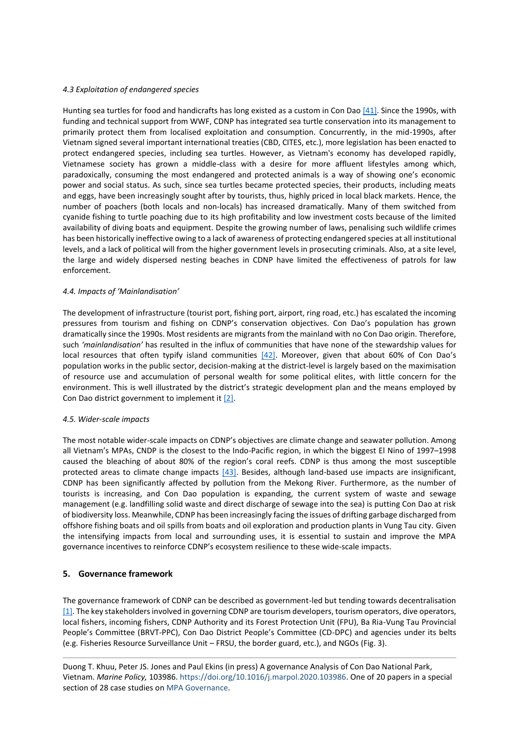#### *4.3 Exploitation of endangered species*

Hunting sea turtles for food and handicrafts has long existed as a custom in Con Dao [41]. Since the 1990s, with funding and technical support from WWF, CDNP has integrated sea turtle conservation into its management to primarily protect them from localised exploitation and consumption. Concurrently, in the mid-1990s, after Vietnam signed several important international treaties (CBD, CITES, etc.), more legislation has been enacted to protect endangered species, including sea turtles. However, as Vietnam's economy has developed rapidly, Vietnamese society has grown a middle-class with a desire for more affluent lifestyles among which, paradoxically, consuming the most endangered and protected animals is a way of showing one's economic power and social status. As such, since sea turtles became protected species, their products, including meats and eggs, have been increasingly sought after by tourists, thus, highly priced in local black markets. Hence, the number of poachers (both locals and non-locals) has increased dramatically. Many of them switched from cyanide fishing to turtle poaching due to its high profitability and low investment costs because of the limited availability of diving boats and equipment. Despite the growing number of laws, penalising such wildlife crimes has been historically ineffective owing to a lack of awareness of protecting endangered species at all institutional levels, and a lack of political will from the higher government levels in prosecuting criminals. Also, at a site level, the large and widely dispersed nesting beaches in CDNP have limited the effectiveness of patrols for law enforcement.

#### *4.4. Impacts of 'Mainlandisation'*

The development of infrastructure (tourist port, fishing port, airport, ring road, etc.) has escalated the incoming pressures from tourism and fishing on CDNP's conservation objectives. Con Dao's population has grown dramatically since the 1990s. Most residents are migrants from the mainland with no Con Dao origin. Therefore, such *'mainlandisation'* has resulted in the influx of communities that have none of the stewardship values for local resources that often typify island communities [42]. Moreover, given that about 60% of Con Dao's population works in the public sector, decision-making at the district-level is largely based on the maximisation of resource use and accumulation of personal wealth for some political elites, with little concern for the environment. This is well illustrated by the district's strategic development plan and the means employed by Con Dao district government to implement it [2].

#### *4.5. Wider-scale impacts*

The most notable wider-scale impacts on CDNP's objectives are climate change and seawater pollution. Among all Vietnam's MPAs, CNDP is the closest to the Indo-Pacific region, in which the biggest El Nino of 1997–1998 caused the bleaching of about 80% of the region's coral reefs. CDNP is thus among the most susceptible protected areas to climate change impacts [43]. Besides, although land-based use impacts are insignificant, CDNP has been significantly affected by pollution from the Mekong River. Furthermore, as the number of tourists is increasing, and Con Dao population is expanding, the current system of waste and sewage management (e.g. landfilling solid waste and direct discharge of sewage into the sea) is putting Con Dao at risk of biodiversity loss. Meanwhile, CDNP has been increasingly facing the issues of drifting garbage discharged from offshore fishing boats and oil spills from boats and oil exploration and production plants in Vung Tau city. Given the intensifying impacts from local and surrounding uses, it is essential to sustain and improve the MPA governance incentives to reinforce CDNP's ecosystem resilience to these wide-scale impacts.

## 5. Governance framework

The governance framework of CDNP can be described as government-led but tending towards decentralisation [1]. The key stakeholders involved in governing CDNP are tourism developers, tourism operators, dive operators, local fishers, incoming fishers, CDNP Authority and its Forest Protection Unit (FPU), Ba Ria-Vung Tau Provincial People's Committee (BRVT-PPC), Con Dao District People's Committee (CD-DPC) and agencies under its belts (e.g. Fisheries Resource Surveillance Unit – FRSU, the border guard, etc.), and NGOs (Fig. 3).

Duong T. Khuu, Peter JS. Jones and Paul Ekins (in press) A governance Analysis of Con Dao National Park, Vietnam. *Marine Policy,* 103986. https://doi.org/10.1016/j.marpol.2020.103986. One of 20 papers in a special section of 28 case studies on MPA Governance.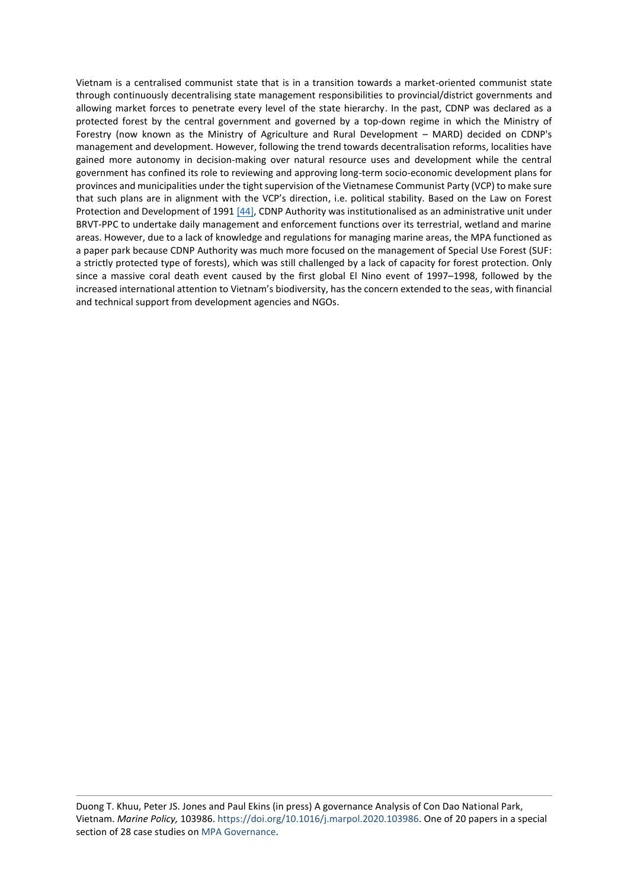Vietnam is a centralised communist state that is in a transition towards a market-oriented communist state through continuously decentralising state management responsibilities to provincial/district governments and allowing market forces to penetrate every level of the state hierarchy. In the past, CDNP was declared as a protected forest by the central government and governed by a top-down regime in which the Ministry of Forestry (now known as the Ministry of Agriculture and Rural Development – MARD) decided on CDNP's management and development. However, following the trend towards decentralisation reforms, localities have gained more autonomy in decision-making over natural resource uses and development while the central government has confined its role to reviewing and approving long-term socio-economic development plans for provinces and municipalities under the tight supervision of the Vietnamese Communist Party (VCP) to make sure that such plans are in alignment with the VCP's direction, i.e. political stability. Based on the Law on Forest Protection and Development of 1991 [44], CDNP Authority was institutionalised as an administrative unit under BRVT-PPC to undertake daily management and enforcement functions over its terrestrial, wetland and marine areas. However, due to a lack of knowledge and regulations for managing marine areas, the MPA functioned as a paper park because CDNP Authority was much more focused on the management of Special Use Forest (SUF: a strictly protected type of forests), which was still challenged by a lack of capacity for forest protection. Only since a massive coral death event caused by the first global El Nino event of 1997–1998, followed by the increased international attention to Vietnam's biodiversity, has the concern extended to the seas, with financial and technical support from development agencies and NGOs.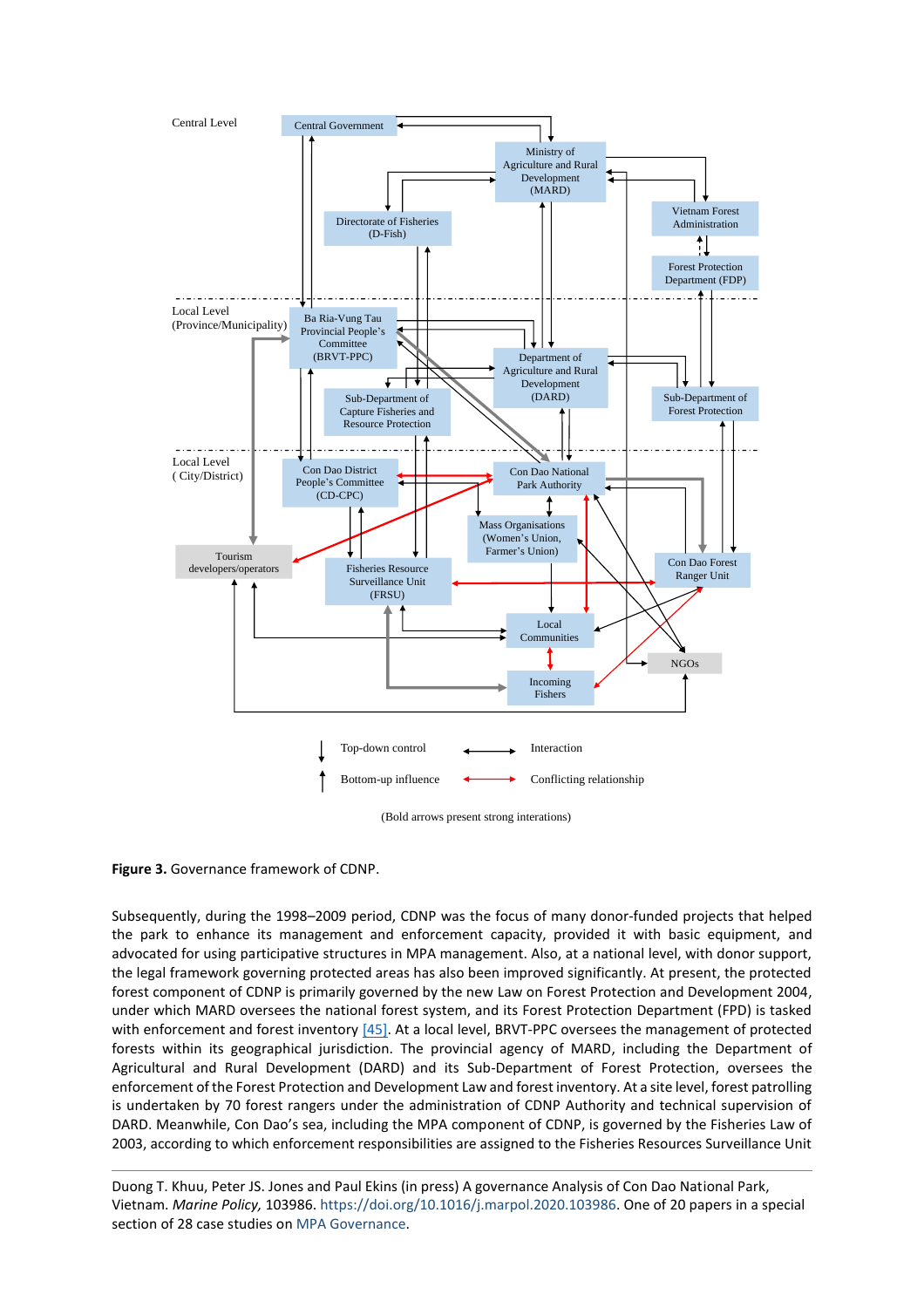**Figure 3.** Governance framework of CDNP.

Subsequently, during the 1998–2009 period, CDNP was the focus of many donor-funded projects that helped the park to enhance its management and enforcement capacity, provided it with basic equipment, and advocated for using participative structures in MPA management. Also, at a national level, with donor support, the legal framework governing protected areas has also been improved significantly. At present, the protected forest component of CDNP is primarily governed by the new Law on Forest Protection and Development 2004, under which MARD oversees the national forest system, and its Forest Protection Department (FPD) is tasked with enforcement and forest inventory [45]. At a local level, BRVT-PPC oversees the management of protected forests within its geographical jurisdiction. The provincial agency of MARD, including the Department of Agricultural and Rural Development (DARD) and its Sub-Department of Forest Protection, oversees the enforcement of the Forest Protection and Development Law and forest inventory. At a site level, forest patrolling is undertaken by 70 forest rangers under the administration of CDNP Authority and technical supervision of DARD. Meanwhile, Con Dao's sea, including the MPA component of CDNP, is governed by the Fisheries Law of 2003, according to which enforcement responsibilities are assigned to the Fisheries Resources Surveillance Unit

Duong T. Khuu, Peter JS. Jones and Paul Ekins (in press) A governance Analysis of Con Dao National Park, Vietnam. *Marine Policy,* 103986. https://doi.org/10.1016/j.marpol.2020.103986. One of 20 papers in a special section of 28 case studies on MPA Governance.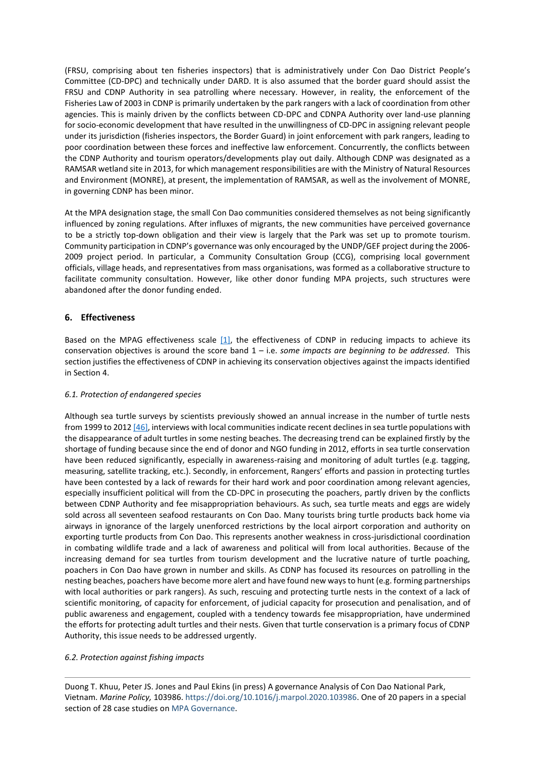(FRSU, comprising about ten fisheries inspectors) that is administratively under Con Dao District People's Committee (CD-DPC) and technically under DARD. It is also assumed that the border guard should assist the FRSU and CDNP Authority in sea patrolling where necessary. However, in reality, the enforcement of the Fisheries Law of 2003 in CDNP is primarily undertaken by the park rangers with a lack of coordination from other agencies. This is mainly driven by the conflicts between CD-DPC and CDNPA Authority over land-use planning for socio-economic development that have resulted in the unwillingness of CD-DPC in assigning relevant people under its jurisdiction (fisheries inspectors, the Border Guard) in joint enforcement with park rangers, leading to poor coordination between these forces and ineffective law enforcement. Concurrently, the conflicts between the CDNP Authority and tourism operators/developments play out daily. Although CDNP was designated as a RAMSAR wetland site in 2013, for which management responsibilities are with the Ministry of Natural Resources and Environment (MONRE), at present, the implementation of RAMSAR, as well as the involvement of MONRE, in governing CDNP has been minor.

At the MPA designation stage, the small Con Dao communities considered themselves as not being significantly influenced by zoning regulations. After influxes of migrants, the new communities have perceived governance to be a strictly top-down obligation and their view is largely that the Park was set up to promote tourism. Community participation in CDNP's governance was only encouraged by the UNDP/GEF project during the 2006-2009 project period. In particular, a Community Consultation Group (CCG), comprising local government officials, village heads, and representatives from mass organisations, was formed as a collaborative structure to facilitate community consultation. However, like other donor funding MPA projects, such structures were abandoned after the donor funding ended.

## 6. Effectiveness

Based on the MPAG effectiveness scale [1], the effectiveness of CDNP in reducing impacts to achieve its conservation objectives is around the score band 1 – i.e. *some impacts are beginning to be addressed*. This section justifies the effectiveness of CDNP in achieving its conservation objectives against the impacts identified in Section 4.

### *6.1. Protection of endangered species*

Although sea turtle surveys by scientists previously showed an annual increase in the number of turtle nests from 1999 to 2012 [46], interviews with local communities indicate recent declines in sea turtle populations with the disappearance of adult turtles in some nesting beaches. The decreasing trend can be explained firstly by the shortage of funding because since the end of donor and NGO funding in 2012, efforts in sea turtle conservation have been reduced significantly, especially in awareness-raising and monitoring of adult turtles (e.g. tagging, measuring, satellite tracking, etc.). Secondly, in enforcement, Rangers' efforts and passion in protecting turtles have been contested by a lack of rewards for their hard work and poor coordination among relevant agencies, especially insufficient political will from the CD-DPC in prosecuting the poachers, partly driven by the conflicts between CDNP Authority and fee misappropriation behaviours. As such, sea turtle meats and eggs are widely sold across all seventeen seafood restaurants on Con Dao. Many tourists bring turtle products back home via airways in ignorance of the largely unenforced restrictions by the local airport corporation and authority on exporting turtle products from Con Dao. This represents another weakness in cross-jurisdictional coordination in combating wildlife trade and a lack of awareness and political will from local authorities. Because of the increasing demand for sea turtles from tourism development and the lucrative nature of turtle poaching, poachers in Con Dao have grown in number and skills. As CDNP has focused its resources on patrolling in the nesting beaches, poachers have become more alert and have found new ways to hunt (e.g. forming partnerships with local authorities or park rangers). As such, rescuing and protecting turtle nests in the context of a lack of scientific monitoring, of capacity for enforcement, of judicial capacity for prosecution and penalisation, and of public awareness and engagement, coupled with a tendency towards fee misappropriation, have undermined the efforts for protecting adult turtles and their nests. Given that turtle conservation is a primary focus of CDNP Authority, this issue needs to be addressed urgently.

### *6.2. Protection against fishing impacts*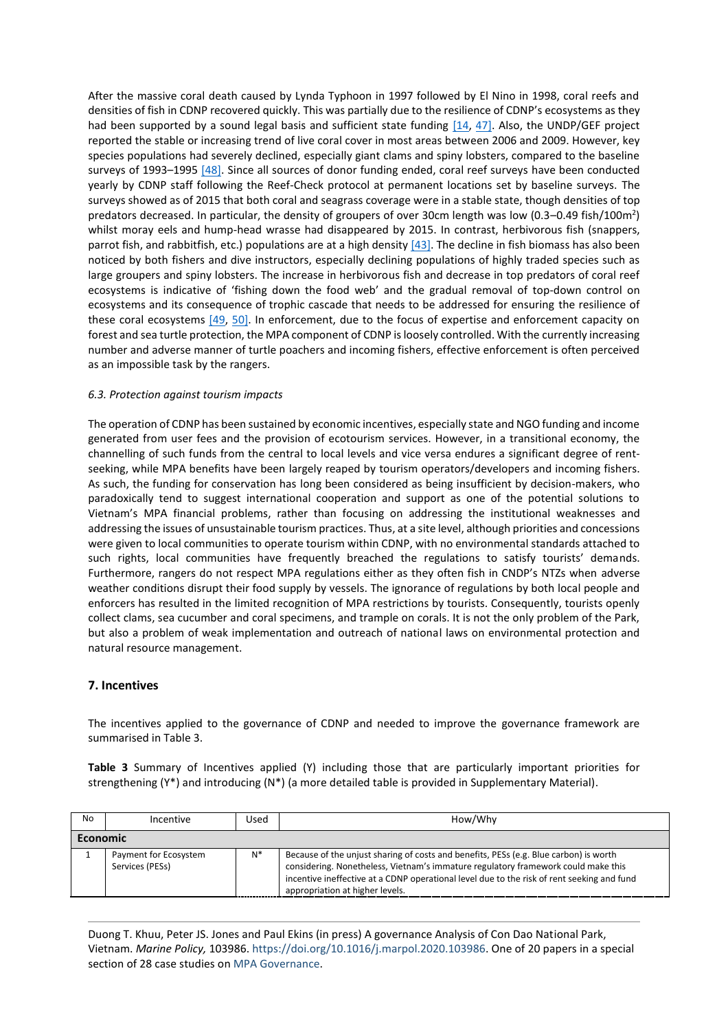After the massive coral death caused by Lynda Typhoon in 1997 followed by El Nino in 1998, coral reefs and densities of fish in CDNP recovered quickly. This was partially due to the resilience of CDNP's ecosystems as they had been supported by a sound legal basis and sufficient state funding [14, 47]. Also, the UNDP/GEF project reported the stable or increasing trend of live coral cover in most areas between 2006 and 2009. However, key species populations had severely declined, especially giant clams and spiny lobsters, compared to the baseline surveys of 1993–1995 [48]. Since all sources of donor funding ended, coral reef surveys have been conducted yearly by CDNP staff following the Reef-Check protocol at permanent locations set by baseline surveys. The surveys showed as of 2015 that both coral and seagrass coverage were in a stable state, though densities of top predators decreased. In particular, the density of groupers of over 30cm length was low (0.3–0.49 fish/100m$^2$) whilst moray eels and hump-head wrasse had disappeared by 2015. In contrast, herbivorous fish (snappers, parrot fish, and rabbitfish, etc.) populations are at a high density [43]. The decline in fish biomass has also been noticed by both fishers and dive instructors, especially declining populations of highly traded species such as large groupers and spiny lobsters. The increase in herbivorous fish and decrease in top predators of coral reef ecosystems is indicative of 'fishing down the food web' and the gradual removal of top-down control on ecosystems and its consequence of trophic cascade that needs to be addressed for ensuring the resilience of these coral ecosystems [49, 50]. In enforcement, due to the focus of expertise and enforcement capacity on forest and sea turtle protection, the MPA component of CDNP is loosely controlled. With the currently increasing number and adverse manner of turtle poachers and incoming fishers, effective enforcement is often perceived as an impossible task by the rangers.

### *6.3. Protection against tourism impacts*

The operation of CDNP has been sustained by economic incentives, especially state and NGO funding and income generated from user fees and the provision of ecotourism services. However, in a transitional economy, the channelling of such funds from the central to local levels and vice versa endures a significant degree of rent-seeking, while MPA benefits have been largely reaped by tourism operators/developers and incoming fishers. As such, the funding for conservation has long been considered as being insufficient by decision-makers, who paradoxically tend to suggest international cooperation and support as one of the potential solutions to Vietnam's MPA financial problems, rather than focusing on addressing the institutional weaknesses and addressing the issues of unsustainable tourism practices. Thus, at a site level, although priorities and concessions were given to local communities to operate tourism within CDNP, with no environmental standards attached to such rights, local communities have frequently breached the regulations to satisfy tourists' demands. Furthermore, rangers do not respect MPA regulations either as they often fish in CNDP's NTZs when adverse weather conditions disrupt their food supply by vessels. The ignorance of regulations by both local people and enforcers has resulted in the limited recognition of MPA restrictions by tourists. Consequently, tourists openly collect clams, sea cucumber and coral specimens, and trample on corals. It is not the only problem of the Park, but also a problem of weak implementation and outreach of national laws on environmental protection and natural resource management.

## 7. Incentives

The incentives applied to the governance of CDNP and needed to improve the governance framework are summarised in Table 3.

**Table 3** Summary of Incentives applied (Y) including those that are particularly important priorities for strengthening (Y*) and introducing (N*) (a more detailed table is provided in Supplementary Material).

| No | Incentive | Used | How/Why |
|---|---|---|---|
| **Economic** | | | |
| 1 | Payment for Ecosystem Services (PESs) | N* | Because of the unjust sharing of costs and benefits, PESs (e.g. Blue carbon) is worth considering. Nonetheless, Vietnam's immature regulatory framework could make this incentive ineffective at a CDNP operational level due to the risk of rent seeking and fund appropriation at higher levels. |

Duong T. Khuu, Peter JS. Jones and Paul Ekins (in press) A governance Analysis of Con Dao National Park, Vietnam. *Marine Policy,* 103986. https://doi.org/10.1016/j.marpol.2020.103986. One of 20 papers in a special section of 28 case studies on MPA Governance.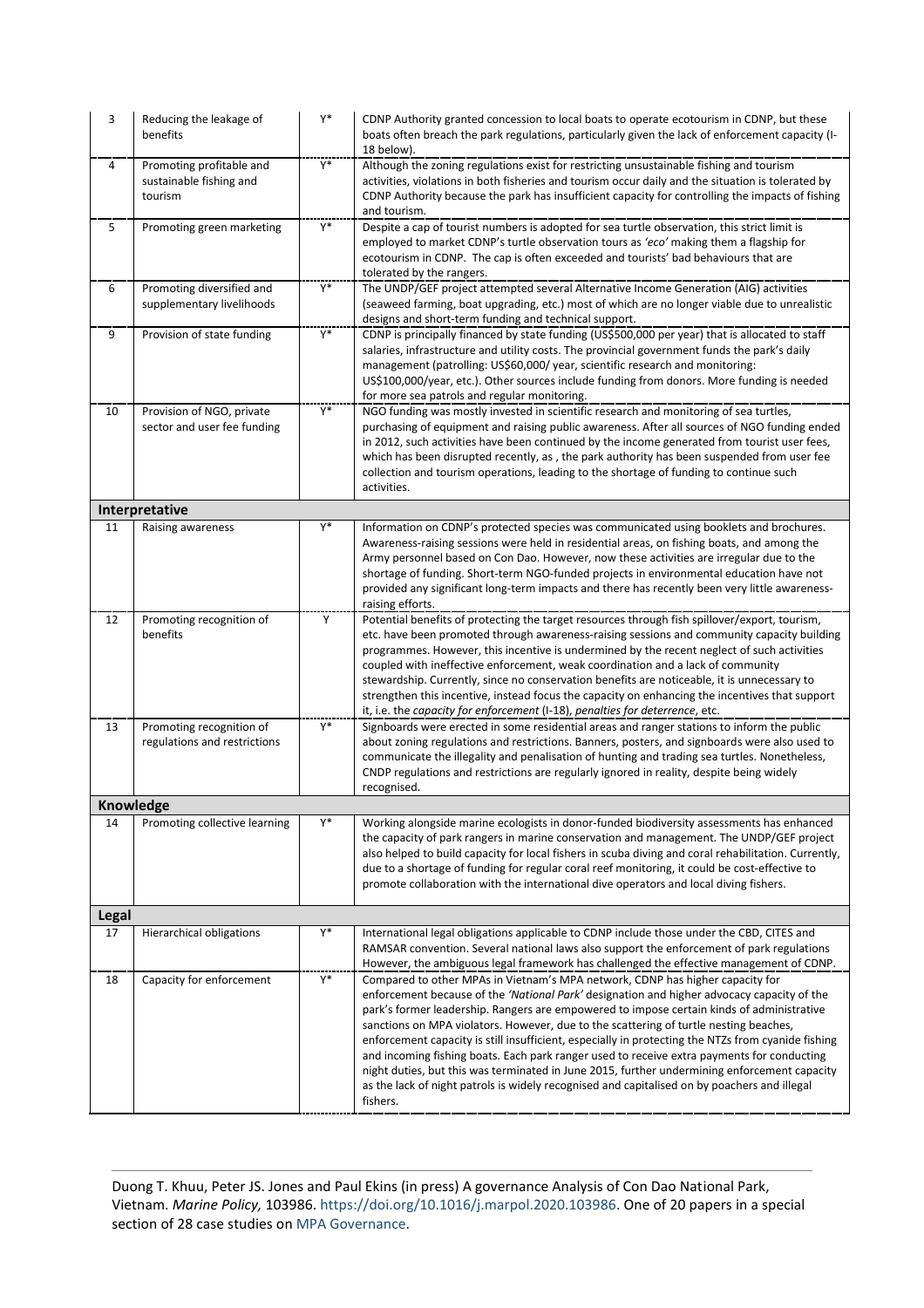| | | | |
|---|---|---|---|
| 3 | Reducing the leakage of benefits | Y* | CDNP Authority granted concession to local boats to operate ecotourism in CDNP, but these boats often breach the park regulations, particularly given the lack of enforcement capacity (I-18 below). |
| 4 | Promoting profitable and sustainable fishing and tourism | Y* | Although the zoning regulations exist for restricting unsustainable fishing and tourism activities, violations in both fisheries and tourism occur daily and the situation is tolerated by CDNP Authority because the park has insufficient capacity for controlling the impacts of fishing and tourism. |
| 5 | Promoting green marketing | Y* | Despite a cap of tourist numbers is adopted for sea turtle observation, this strict limit is employed to market CDNP's turtle observation tours as *'eco'* making them a flagship for ecotourism in CDNP. The cap is often exceeded and tourists' bad behaviours that are tolerated by the rangers. |
| 6 | Promoting diversified and supplementary livelihoods | Y* | The UNDP/GEF project attempted several Alternative Income Generation (AIG) activities (seaweed farming, boat upgrading, etc.) most of which are no longer viable due to unrealistic designs and short-term funding and technical support. |
| 9 | Provision of state funding | Y* | CDNP is principally financed by state funding (US$500,000 per year) that is allocated to staff salaries, infrastructure and utility costs. The provincial government funds the park's daily management (patrolling: US$60,000/ year, scientific research and monitoring: US$100,000/year, etc.). Other sources include funding from donors. More funding is needed for more sea patrols and regular monitoring. |
| 10 | Provision of NGO, private sector and user fee funding | Y* | NGO funding was mostly invested in scientific research and monitoring of sea turtles, purchasing of equipment and raising public awareness. After all sources of NGO funding ended in 2012, such activities have been continued by the income generated from tourist user fees, which has been disrupted recently, as , the park authority has been suspended from user fee collection and tourism operations, leading to the shortage of funding to continue such activities. |
| **Interpretative** | | | |
| 11 | Raising awareness | Y* | Information on CDNP's protected species was communicated using booklets and brochures. Awareness-raising sessions were held in residential areas, on fishing boats, and among the Army personnel based on Con Dao. However, now these activities are irregular due to the shortage of funding. Short-term NGO-funded projects in environmental education have not provided any significant long-term impacts and there has recently been very little awareness-raising efforts. |
| 12 | Promoting recognition of benefits | Y | Potential benefits of protecting the target resources through fish spillover/export, tourism, etc. have been promoted through awareness-raising sessions and community capacity building programmes. However, this incentive is undermined by the recent neglect of such activities coupled with ineffective enforcement, weak coordination and a lack of community stewardship. Currently, since no conservation benefits are noticeable, it is unnecessary to strengthen this incentive, instead focus the capacity on enhancing the incentives that support it, i.e. the *capacity for enforcement* (I-18), *penalties for deterrence*, etc. |
| 13 | Promoting recognition of regulations and restrictions | Y* | Signboards were erected in some residential areas and ranger stations to inform the public about zoning regulations and restrictions. Banners, posters, and signboards were also used to communicate the illegality and penalisation of hunting and trading sea turtles. Nonetheless, CNDP regulations and restrictions are regularly ignored in reality, despite being widely recognised. |
| **Knowledge** | | | |
| 14 | Promoting collective learning | Y* | Working alongside marine ecologists in donor-funded biodiversity assessments has enhanced the capacity of park rangers in marine conservation and management. The UNDP/GEF project also helped to build capacity for local fishers in scuba diving and coral rehabilitation. Currently, due to a shortage of funding for regular coral reef monitoring, it could be cost-effective to promote collaboration with the international dive operators and local diving fishers. |
| **Legal** | | | |
| 17 | Hierarchical obligations | Y* | International legal obligations applicable to CDNP include those under the CBD, CITES and RAMSAR convention. Several national laws also support the enforcement of park regulations However, the ambiguous legal framework has challenged the effective management of CDNP. |
| 18 | Capacity for enforcement | Y* | Compared to other MPAs in Vietnam's MPA network, CDNP has higher capacity for enforcement because of the *'National Park'* designation and higher advocacy capacity of the park's former leadership. Rangers are empowered to impose certain kinds of administrative sanctions on MPA violators. However, due to the scattering of turtle nesting beaches, enforcement capacity is still insufficient, especially in protecting the NTZs from cyanide fishing and incoming fishing boats. Each park ranger used to receive extra payments for conducting night duties, but this was terminated in June 2015, further undermining enforcement capacity as the lack of night patrols is widely recognised and capitalised on by poachers and illegal fishers. |

Duong T. Khuu, Peter JS. Jones and Paul Ekins (in press) A governance Analysis of Con Dao National Park, Vietnam. *Marine Policy,* 103986. https://doi.org/10.1016/j.marpol.2020.103986. One of 20 papers in a special section of 28 case studies on MPA Governance.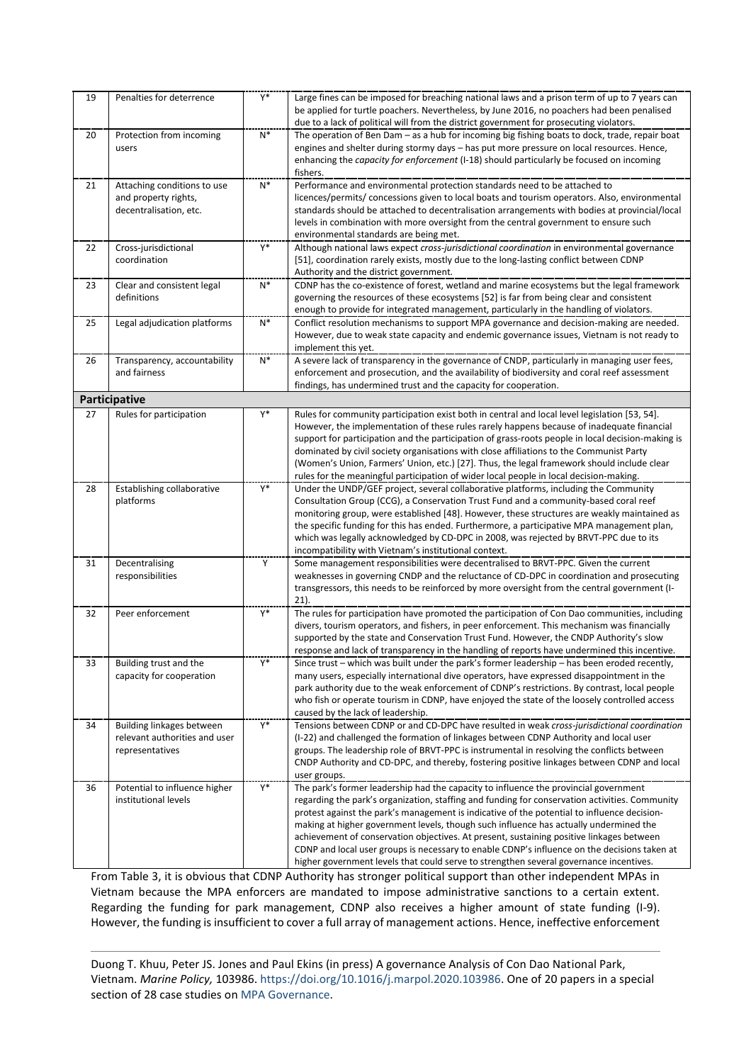| 19 | Penalties for deterrence | Y* | Large fines can be imposed for breaching national laws and a prison term of up to 7 years can be applied for turtle poachers. Nevertheless, by June 2016, no poachers had been penalised due to a lack of political will from the district government for prosecuting violators. |
|---|---|---|---|
| 20 | Protection from incoming users | N* | The operation of Ben Dam – as a hub for incoming big fishing boats to dock, trade, repair boat engines and shelter during stormy days – has put more pressure on local resources. Hence, enhancing the *capacity for enforcement* (I-18) should particularly be focused on incoming fishers. |
| 21 | Attaching conditions to use and property rights, decentralisation, etc. | N* | Performance and environmental protection standards need to be attached to licences/permits/ concessions given to local boats and tourism operators. Also, environmental standards should be attached to decentralisation arrangements with bodies at provincial/local levels in combination with more oversight from the central government to ensure such environmental standards are being met. |
| 22 | Cross-jurisdictional coordination | Y* | Although national laws expect *cross-jurisdictional coordination* in environmental governance [51], coordination rarely exists, mostly due to the long-lasting conflict between CDNP Authority and the district government. |
| 23 | Clear and consistent legal definitions | N* | CDNP has the co-existence of forest, wetland and marine ecosystems but the legal framework governing the resources of these ecosystems [52] is far from being clear and consistent enough to provide for integrated management, particularly in the handling of violators. |
| 25 | Legal adjudication platforms | N* | Conflict resolution mechanisms to support MPA governance and decision-making are needed. However, due to weak state capacity and endemic governance issues, Vietnam is not ready to implement this yet. |
| 26 | Transparency, accountability and fairness | N* | A severe lack of transparency in the governance of CNDP, particularly in managing user fees, enforcement and prosecution, and the availability of biodiversity and coral reef assessment findings, has undermined trust and the capacity for cooperation. |
| **Participative** | | | |
| 27 | Rules for participation | Y* | Rules for community participation exist both in central and local level legislation [53, 54]. However, the implementation of these rules rarely happens because of inadequate financial support for participation and the participation of grass-roots people in local decision-making is dominated by civil society organisations with close affiliations to the Communist Party (Women's Union, Farmers' Union, etc.) [27]. Thus, the legal framework should include clear rules for the meaningful participation of wider local people in local decision-making. |
| 28 | Establishing collaborative platforms | Y* | Under the UNDP/GEF project, several collaborative platforms, including the Community Consultation Group (CCG), a Conservation Trust Fund and a community-based coral reef monitoring group, were established [48]. However, these structures are weakly maintained as the specific funding for this has ended. Furthermore, a participative MPA management plan, which was legally acknowledged by CD-DPC in 2008, was rejected by BRVT-PPC due to its incompatibility with Vietnam's institutional context. |
| 31 | Decentralising responsibilities | Y | Some management responsibilities were decentralised to BRVT-PPC. Given the current weaknesses in governing CNDP and the reluctance of CD-DPC in coordination and prosecuting transgressors, this needs to be reinforced by more oversight from the central government (I-21). |
| 32 | Peer enforcement | Y* | The rules for participation have promoted the participation of Con Dao communities, including divers, tourism operators, and fishers, in peer enforcement. This mechanism was financially supported by the state and Conservation Trust Fund. However, the CNDP Authority's slow response and lack of transparency in the handling of reports have undermined this incentive. |
| 33 | Building trust and the capacity for cooperation | Y* | Since trust – which was built under the park's former leadership – has been eroded recently, many users, especially international dive operators, have expressed disappointment in the park authority due to the weak enforcement of CDNP's restrictions. By contrast, local people who fish or operate tourism in CDNP, have enjoyed the state of the loosely controlled access caused by the lack of leadership. |
| 34 | Building linkages between relevant authorities and user representatives | Y* | Tensions between CDNP or and CD-DPC have resulted in weak *cross-jurisdictional coordination* (I-22) and challenged the formation of linkages between CDNP Authority and local user groups. The leadership role of BRVT-PPC is instrumental in resolving the conflicts between CNDP Authority and CD-DPC, and thereby, fostering positive linkages between CDNP and local user groups. |
| 36 | Potential to influence higher institutional levels | Y* | The park's former leadership had the capacity to influence the provincial government regarding the park's organization, staffing and funding for conservation activities. Community protest against the park's management is indicative of the potential to influence decision-making at higher government levels, though such influence has actually undermined the achievement of conservation objectives. At present, sustaining positive linkages between CDNP and local user groups is necessary to enable CDNP's influence on the decisions taken at higher government levels that could serve to strengthen several governance incentives. |

From Table 3, it is obvious that CDNP Authority has stronger political support than other independent MPAs in Vietnam because the MPA enforcers are mandated to impose administrative sanctions to a certain extent. Regarding the funding for park management, CDNP also receives a higher amount of state funding (I-9). However, the funding is insufficient to cover a full array of management actions. Hence, ineffective enforcement

Duong T. Khuu, Peter JS. Jones and Paul Ekins (in press) A governance Analysis of Con Dao National Park, Vietnam. *Marine Policy,* 103986. https://doi.org/10.1016/j.marpol.2020.103986. One of 20 papers in a special section of 28 case studies on MPA Governance.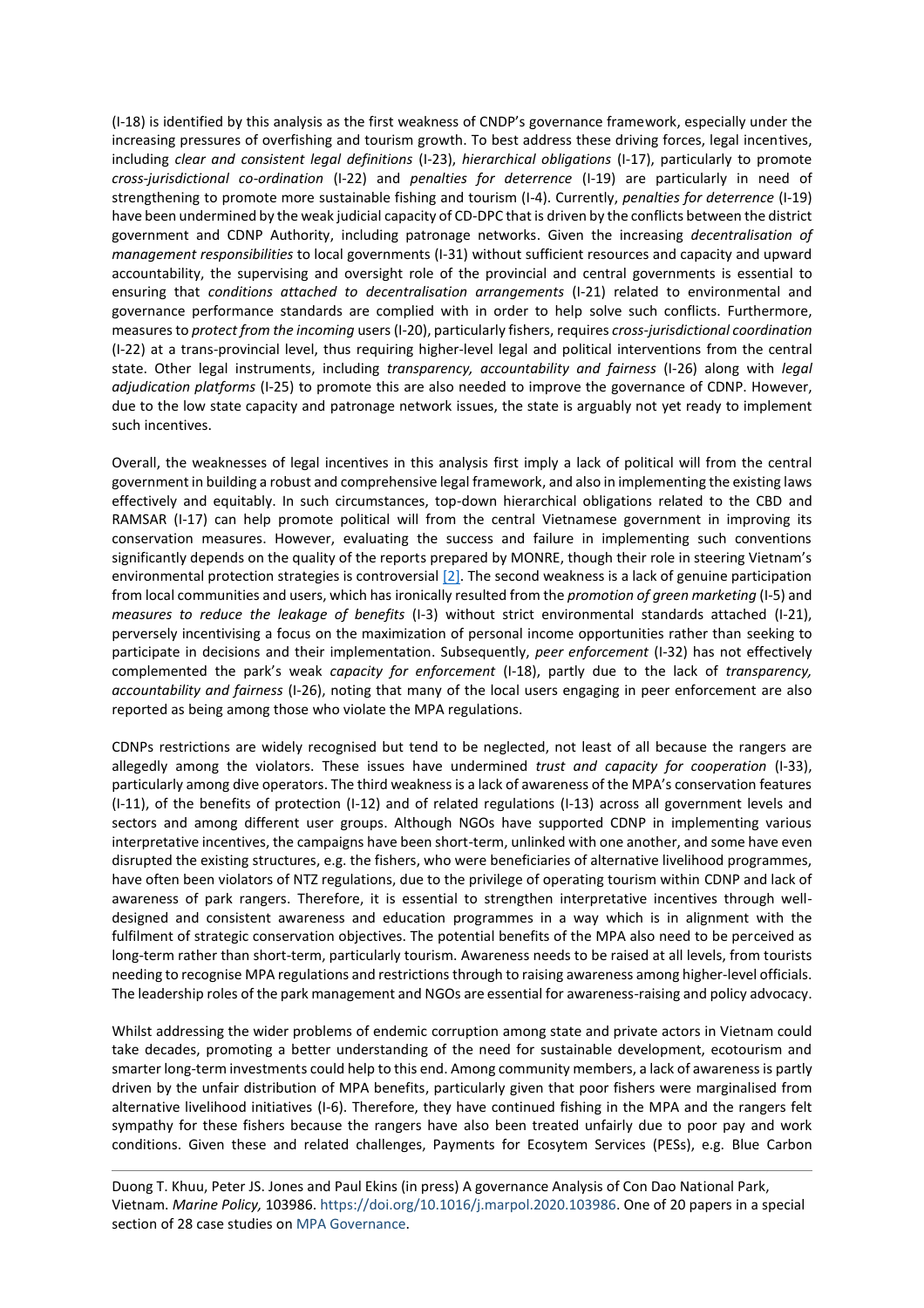(I-18) is identified by this analysis as the first weakness of CNDP's governance framework, especially under the increasing pressures of overfishing and tourism growth. To best address these driving forces, legal incentives, including *clear and consistent legal definitions* (I-23), *hierarchical obligations* (I-17), particularly to promote *cross-jurisdictional co-ordination* (I-22) and *penalties for deterrence* (I-19) are particularly in need of strengthening to promote more sustainable fishing and tourism (I-4). Currently, *penalties for deterrence* (I-19) have been undermined by the weak judicial capacity of CD-DPC that is driven by the conflicts between the district government and CDNP Authority, including patronage networks. Given the increasing *decentralisation of management responsibilities* to local governments (I-31) without sufficient resources and capacity and upward accountability, the supervising and oversight role of the provincial and central governments is essential to ensuring that *conditions attached to decentralisation arrangements* (I-21) related to environmental and governance performance standards are complied with in order to help solve such conflicts. Furthermore, measures to *protect from the incoming* users (I-20), particularly fishers, requires *cross-jurisdictional coordination* (I-22) at a trans-provincial level, thus requiring higher-level legal and political interventions from the central state. Other legal instruments, including *transparency, accountability and fairness* (I-26) along with *legal adjudication platforms* (I-25) to promote this are also needed to improve the governance of CDNP. However, due to the low state capacity and patronage network issues, the state is arguably not yet ready to implement such incentives.

Overall, the weaknesses of legal incentives in this analysis first imply a lack of political will from the central government in building a robust and comprehensive legal framework, and also in implementing the existing laws effectively and equitably. In such circumstances, top-down hierarchical obligations related to the CBD and RAMSAR (I-17) can help promote political will from the central Vietnamese government in improving its conservation measures. However, evaluating the success and failure in implementing such conventions significantly depends on the quality of the reports prepared by MONRE, though their role in steering Vietnam's environmental protection strategies is controversial [2]. The second weakness is a lack of genuine participation from local communities and users, which has ironically resulted from the *promotion of green marketing* (I-5) and *measures to reduce the leakage of benefits* (I-3) without strict environmental standards attached (I-21), perversely incentivising a focus on the maximization of personal income opportunities rather than seeking to participate in decisions and their implementation. Subsequently, *peer enforcement* (I-32) has not effectively complemented the park's weak *capacity for enforcement* (I-18), partly due to the lack of *transparency, accountability and fairness* (I-26), noting that many of the local users engaging in peer enforcement are also reported as being among those who violate the MPA regulations.

CDNPs restrictions are widely recognised but tend to be neglected, not least of all because the rangers are allegedly among the violators. These issues have undermined *trust and capacity for cooperation* (I-33), particularly among dive operators. The third weakness is a lack of awareness of the MPA's conservation features (I-11), of the benefits of protection (I-12) and of related regulations (I-13) across all government levels and sectors and among different user groups. Although NGOs have supported CDNP in implementing various interpretative incentives, the campaigns have been short-term, unlinked with one another, and some have even disrupted the existing structures, e.g. the fishers, who were beneficiaries of alternative livelihood programmes, have often been violators of NTZ regulations, due to the privilege of operating tourism within CDNP and lack of awareness of park rangers. Therefore, it is essential to strengthen interpretative incentives through well-designed and consistent awareness and education programmes in a way which is in alignment with the fulfilment of strategic conservation objectives. The potential benefits of the MPA also need to be perceived as long-term rather than short-term, particularly tourism. Awareness needs to be raised at all levels, from tourists needing to recognise MPA regulations and restrictions through to raising awareness among higher-level officials. The leadership roles of the park management and NGOs are essential for awareness-raising and policy advocacy.

Whilst addressing the wider problems of endemic corruption among state and private actors in Vietnam could take decades, promoting a better understanding of the need for sustainable development, ecotourism and smarter long-term investments could help to this end. Among community members, a lack of awareness is partly driven by the unfair distribution of MPA benefits, particularly given that poor fishers were marginalised from alternative livelihood initiatives (I-6). Therefore, they have continued fishing in the MPA and the rangers felt sympathy for these fishers because the rangers have also been treated unfairly due to poor pay and work conditions. Given these and related challenges, Payments for Ecosytem Services (PESs), e.g. Blue Carbon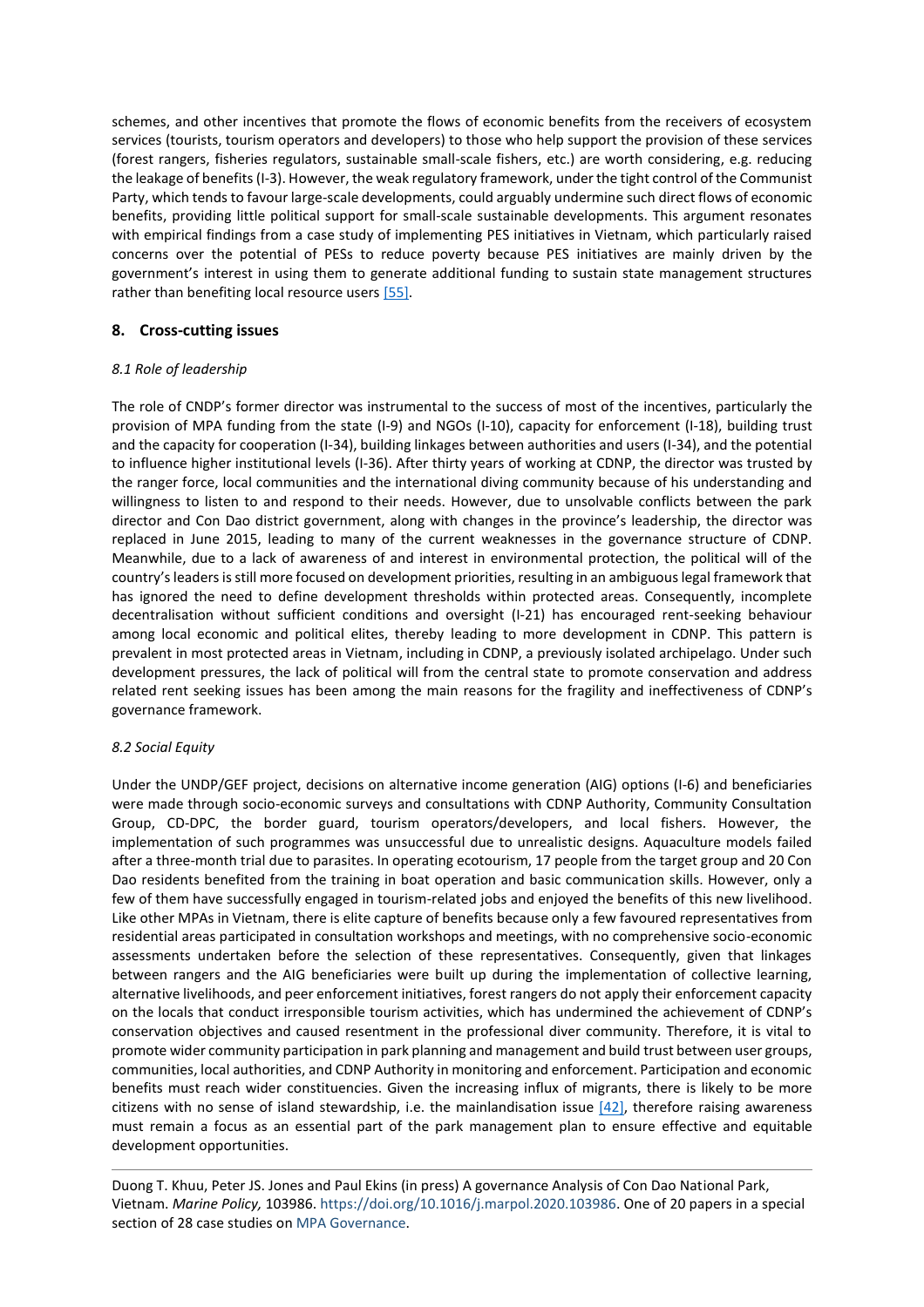schemes, and other incentives that promote the flows of economic benefits from the receivers of ecosystem services (tourists, tourism operators and developers) to those who help support the provision of these services (forest rangers, fisheries regulators, sustainable small-scale fishers, etc.) are worth considering, e.g. reducing the leakage of benefits (I-3). However, the weak regulatory framework, under the tight control of the Communist Party, which tends to favour large-scale developments, could arguably undermine such direct flows of economic benefits, providing little political support for small-scale sustainable developments. This argument resonates with empirical findings from a case study of implementing PES initiatives in Vietnam, which particularly raised concerns over the potential of PESs to reduce poverty because PES initiatives are mainly driven by the government's interest in using them to generate additional funding to sustain state management structures rather than benefiting local resource users [55].

## 8. Cross-cutting issues

### *8.1 Role of leadership*

The role of CNDP's former director was instrumental to the success of most of the incentives, particularly the provision of MPA funding from the state (I-9) and NGOs (I-10), capacity for enforcement (I-18), building trust and the capacity for cooperation (I-34), building linkages between authorities and users (I-34), and the potential to influence higher institutional levels (I-36). After thirty years of working at CDNP, the director was trusted by the ranger force, local communities and the international diving community because of his understanding and willingness to listen to and respond to their needs. However, due to unsolvable conflicts between the park director and Con Dao district government, along with changes in the province's leadership, the director was replaced in June 2015, leading to many of the current weaknesses in the governance structure of CDNP. Meanwhile, due to a lack of awareness of and interest in environmental protection, the political will of the country's leaders is still more focused on development priorities, resulting in an ambiguous legal framework that has ignored the need to define development thresholds within protected areas. Consequently, incomplete decentralisation without sufficient conditions and oversight (I-21) has encouraged rent-seeking behaviour among local economic and political elites, thereby leading to more development in CDNP. This pattern is prevalent in most protected areas in Vietnam, including in CDNP, a previously isolated archipelago. Under such development pressures, the lack of political will from the central state to promote conservation and address related rent seeking issues has been among the main reasons for the fragility and ineffectiveness of CDNP's governance framework.

### *8.2 Social Equity*

Under the UNDP/GEF project, decisions on alternative income generation (AIG) options (I-6) and beneficiaries were made through socio-economic surveys and consultations with CDNP Authority, Community Consultation Group, CD-DPC, the border guard, tourism operators/developers, and local fishers. However, the implementation of such programmes was unsuccessful due to unrealistic designs. Aquaculture models failed after a three-month trial due to parasites. In operating ecotourism, 17 people from the target group and 20 Con Dao residents benefited from the training in boat operation and basic communication skills. However, only a few of them have successfully engaged in tourism-related jobs and enjoyed the benefits of this new livelihood. Like other MPAs in Vietnam, there is elite capture of benefits because only a few favoured representatives from residential areas participated in consultation workshops and meetings, with no comprehensive socio-economic assessments undertaken before the selection of these representatives. Consequently, given that linkages between rangers and the AIG beneficiaries were built up during the implementation of collective learning, alternative livelihoods, and peer enforcement initiatives, forest rangers do not apply their enforcement capacity on the locals that conduct irresponsible tourism activities, which has undermined the achievement of CDNP's conservation objectives and caused resentment in the professional diver community. Therefore, it is vital to promote wider community participation in park planning and management and build trust between user groups, communities, local authorities, and CDNP Authority in monitoring and enforcement. Participation and economic benefits must reach wider constituencies. Given the increasing influx of migrants, there is likely to be more citizens with no sense of island stewardship, i.e. the mainlandisation issue [42], therefore raising awareness must remain a focus as an essential part of the park management plan to ensure effective and equitable development opportunities.

Duong T. Khuu, Peter JS. Jones and Paul Ekins (in press) A governance Analysis of Con Dao National Park, Vietnam. *Marine Policy,* 103986. https://doi.org/10.1016/j.marpol.2020.103986. One of 20 papers in a special section of 28 case studies on MPA Governance.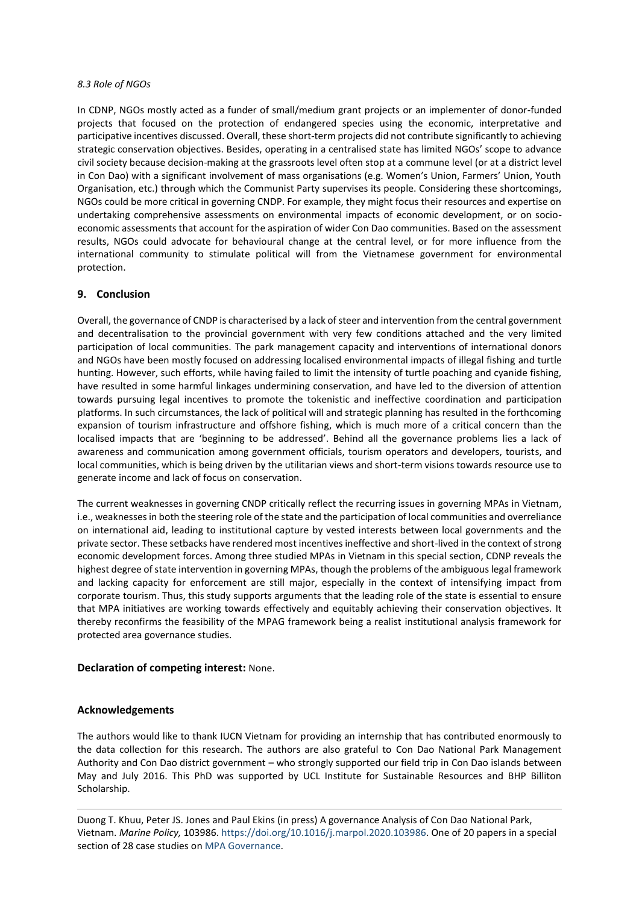### *8.3 Role of NGOs*

In CDNP, NGOs mostly acted as a funder of small/medium grant projects or an implementer of donor-funded projects that focused on the protection of endangered species using the economic, interpretative and participative incentives discussed. Overall, these short-term projects did not contribute significantly to achieving strategic conservation objectives. Besides, operating in a centralised state has limited NGOs' scope to advance civil society because decision-making at the grassroots level often stop at a commune level (or at a district level in Con Dao) with a significant involvement of mass organisations (e.g. Women's Union, Farmers' Union, Youth Organisation, etc.) through which the Communist Party supervises its people. Considering these shortcomings, NGOs could be more critical in governing CNDP. For example, they might focus their resources and expertise on undertaking comprehensive assessments on environmental impacts of economic development, or on socio-economic assessments that account for the aspiration of wider Con Dao communities. Based on the assessment results, NGOs could advocate for behavioural change at the central level, or for more influence from the international community to stimulate political will from the Vietnamese government for environmental protection.

## 9. Conclusion

Overall, the governance of CNDP is characterised by a lack of steer and intervention from the central government and decentralisation to the provincial government with very few conditions attached and the very limited participation of local communities. The park management capacity and interventions of international donors and NGOs have been mostly focused on addressing localised environmental impacts of illegal fishing and turtle hunting. However, such efforts, while having failed to limit the intensity of turtle poaching and cyanide fishing, have resulted in some harmful linkages undermining conservation, and have led to the diversion of attention towards pursuing legal incentives to promote the tokenistic and ineffective coordination and participation platforms. In such circumstances, the lack of political will and strategic planning has resulted in the forthcoming expansion of tourism infrastructure and offshore fishing, which is much more of a critical concern than the localised impacts that are 'beginning to be addressed'. Behind all the governance problems lies a lack of awareness and communication among government officials, tourism operators and developers, tourists, and local communities, which is being driven by the utilitarian views and short-term visions towards resource use to generate income and lack of focus on conservation.

The current weaknesses in governing CNDP critically reflect the recurring issues in governing MPAs in Vietnam, i.e., weaknesses in both the steering role of the state and the participation of local communities and overreliance on international aid, leading to institutional capture by vested interests between local governments and the private sector. These setbacks have rendered most incentives ineffective and short-lived in the context of strong economic development forces. Among three studied MPAs in Vietnam in this special section, CDNP reveals the highest degree of state intervention in governing MPAs, though the problems of the ambiguous legal framework and lacking capacity for enforcement are still major, especially in the context of intensifying impact from corporate tourism. Thus, this study supports arguments that the leading role of the state is essential to ensure that MPA initiatives are working towards effectively and equitably achieving their conservation objectives. It thereby reconfirms the feasibility of the MPAG framework being a realist institutional analysis framework for protected area governance studies.

**Declaration of competing interest:** None.

## Acknowledgements

The authors would like to thank IUCN Vietnam for providing an internship that has contributed enormously to the data collection for this research. The authors are also grateful to Con Dao National Park Management Authority and Con Dao district government – who strongly supported our field trip in Con Dao islands between May and July 2016. This PhD was supported by UCL Institute for Sustainable Resources and BHP Billiton Scholarship.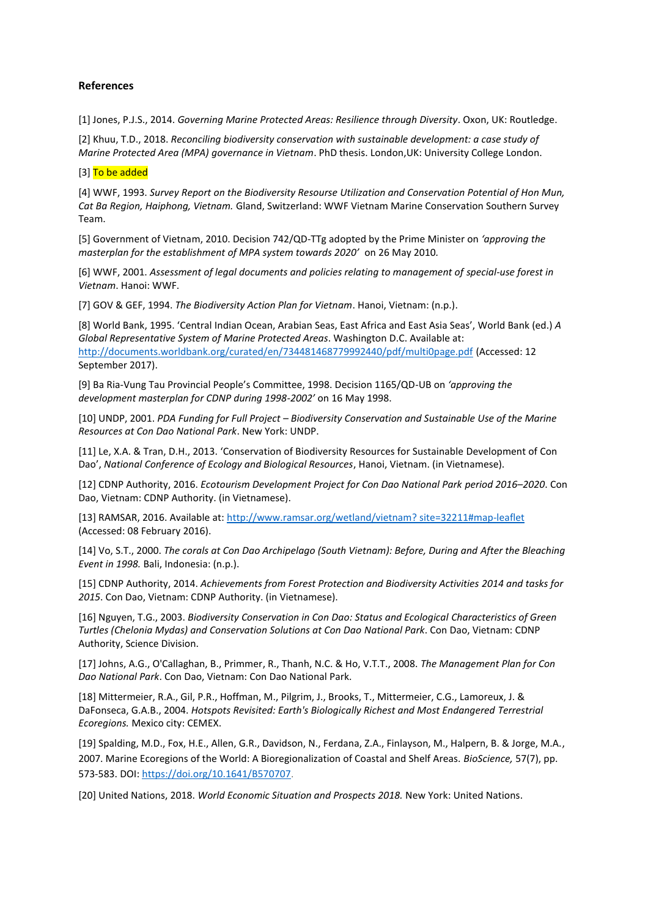**References**

[1] Jones, P.J.S., 2014. *Governing Marine Protected Areas: Resilience through Diversity*. Oxon, UK: Routledge.

[2] Khuu, T.D., 2018. *Reconciling biodiversity conservation with sustainable development: a case study of Marine Protected Area (MPA) governance in Vietnam*. PhD thesis. London,UK: University College London.

[3] To be added

[4] WWF, 1993. *Survey Report on the Biodiversity Resourse Utilization and Conservation Potential of Hon Mun, Cat Ba Region, Haiphong, Vietnam.* Gland, Switzerland: WWF Vietnam Marine Conservation Southern Survey Team.

[5] Government of Vietnam, 2010. Decision 742/QD-TTg adopted by the Prime Minister on *'approving the masterplan for the establishment of MPA system towards 2020'* on 26 May 2010.

[6] WWF, 2001. *Assessment of legal documents and policies relating to management of special-use forest in Vietnam*. Hanoi: WWF.

[7] GOV & GEF, 1994. *The Biodiversity Action Plan for Vietnam*. Hanoi, Vietnam: (n.p.).

[8] World Bank, 1995. 'Central Indian Ocean, Arabian Seas, East Africa and East Asia Seas', World Bank (ed.) *A Global Representative System of Marine Protected Areas*. Washington D.C. Available at: http://documents.worldbank.org/curated/en/734481468779992440/pdf/multi0page.pdf (Accessed: 12 September 2017).

[9] Ba Ria-Vung Tau Provincial People's Committee, 1998. Decision 1165/QD-UB on *'approving the development masterplan for CDNP during 1998-2002'* on 16 May 1998.

[10] UNDP, 2001. *PDA Funding for Full Project – Biodiversity Conservation and Sustainable Use of the Marine Resources at Con Dao National Park*. New York: UNDP.

[11] Le, X.A. & Tran, D.H., 2013. 'Conservation of Biodiversity Resources for Sustainable Development of Con Dao', *National Conference of Ecology and Biological Resources*, Hanoi, Vietnam. (in Vietnamese).

[12] CDNP Authority, 2016. *Ecotourism Development Project for Con Dao National Park period 2016–2020*. Con Dao, Vietnam: CDNP Authority. (in Vietnamese).

[13] RAMSAR, 2016. Available at: http://www.ramsar.org/wetland/vietnam? site=32211#map-leaflet (Accessed: 08 February 2016).

[14] Vo, S.T., 2000. *The corals at Con Dao Archipelago (South Vietnam): Before, During and After the Bleaching Event in 1998.* Bali, Indonesia: (n.p.).

[15] CDNP Authority, 2014. *Achievements from Forest Protection and Biodiversity Activities 2014 and tasks for 2015*. Con Dao, Vietnam: CDNP Authority. (in Vietnamese).

[16] Nguyen, T.G., 2003. *Biodiversity Conservation in Con Dao: Status and Ecological Characteristics of Green Turtles (Chelonia Mydas) and Conservation Solutions at Con Dao National Park*. Con Dao, Vietnam: CDNP Authority, Science Division.

[17] Johns, A.G., O'Callaghan, B., Primmer, R., Thanh, N.C. & Ho, V.T.T., 2008. *The Management Plan for Con Dao National Park*. Con Dao, Vietnam: Con Dao National Park.

[18] Mittermeier, R.A., Gil, P.R., Hoffman, M., Pilgrim, J., Brooks, T., Mittermeier, C.G., Lamoreux, J. & DaFonseca, G.A.B., 2004. *Hotspots Revisited: Earth's Biologically Richest and Most Endangered Terrestrial Ecoregions.* Mexico city: CEMEX.

[19] Spalding, M.D., Fox, H.E., Allen, G.R., Davidson, N., Ferdana, Z.A., Finlayson, M., Halpern, B. & Jorge, M.A., 2007. Marine Ecoregions of the World: A Bioregionalization of Coastal and Shelf Areas. *BioScience,* 57(7), pp. 573-583. DOI: https://doi.org/10.1641/B570707.

[20] United Nations, 2018. *World Economic Situation and Prospects 2018.* New York: United Nations.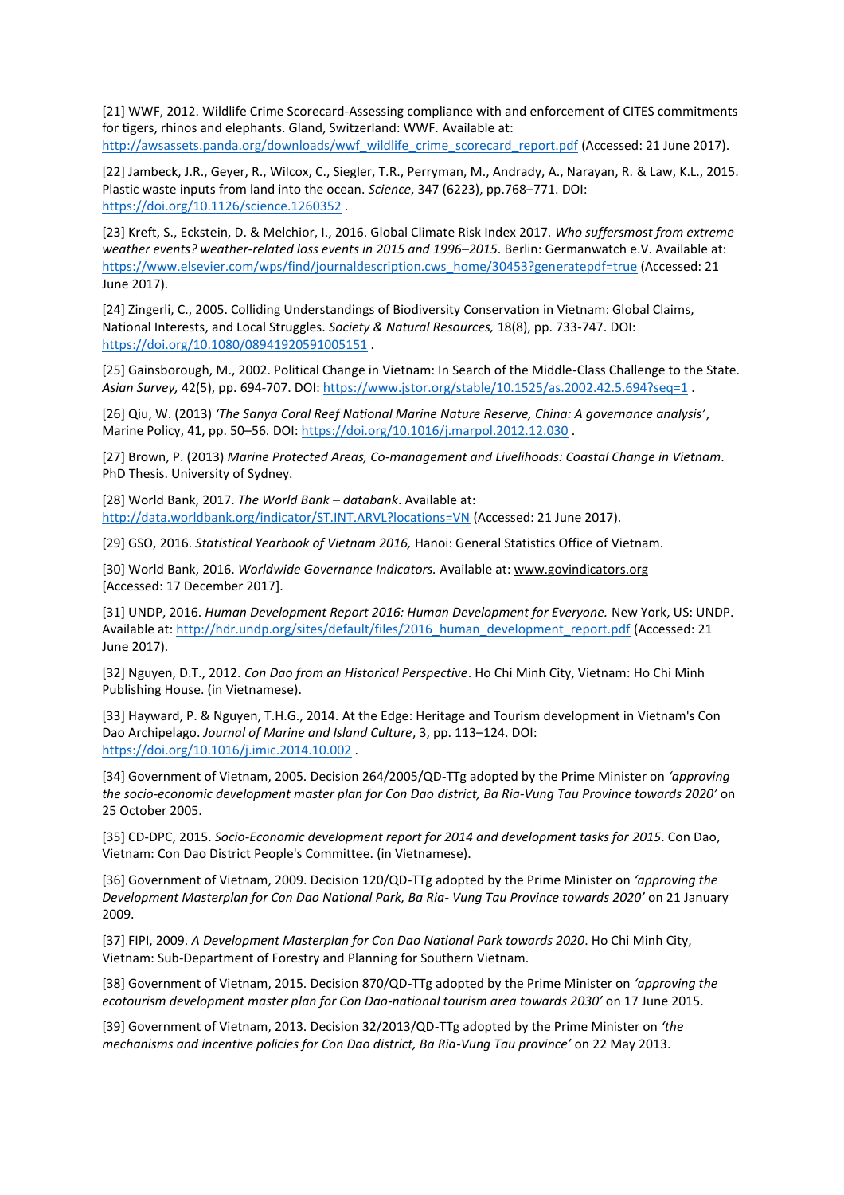[21] WWF, 2012. Wildlife Crime Scorecard-Assessing compliance with and enforcement of CITES commitments for tigers, rhinos and elephants. Gland, Switzerland: WWF. Available at: http://awsassets.panda.org/downloads/wwf_wildlife_crime_scorecard_report.pdf (Accessed: 21 June 2017).

[22] Jambeck, J.R., Geyer, R., Wilcox, C., Siegler, T.R., Perryman, M., Andrady, A., Narayan, R. & Law, K.L., 2015. Plastic waste inputs from land into the ocean. *Science*, 347 (6223), pp.768–771. DOI: https://doi.org/10.1126/science.1260352 .

[23] Kreft, S., Eckstein, D. & Melchior, I., 2016. Global Climate Risk Index 2017. *Who suffersmost from extreme weather events? weather-related loss events in 2015 and 1996–2015*. Berlin: Germanwatch e.V. Available at: https://www.elsevier.com/wps/find/journaldescription.cws_home/30453?generatepdf=true (Accessed: 21 June 2017).

[24] Zingerli, C., 2005. Colliding Understandings of Biodiversity Conservation in Vietnam: Global Claims, National Interests, and Local Struggles. *Society & Natural Resources,* 18(8), pp. 733-747. DOI: https://doi.org/10.1080/08941920591005151 .

[25] Gainsborough, M., 2002. Political Change in Vietnam: In Search of the Middle-Class Challenge to the State. *Asian Survey,* 42(5), pp. 694-707. DOI: https://www.jstor.org/stable/10.1525/as.2002.42.5.694?seq=1 .

[26] Qiu, W. (2013) *'The Sanya Coral Reef National Marine Nature Reserve, China: A governance analysis'*, Marine Policy, 41, pp. 50–56. DOI: https://doi.org/10.1016/j.marpol.2012.12.030 .

[27] Brown, P. (2013) *Marine Protected Areas, Co-management and Livelihoods: Coastal Change in Vietnam*. PhD Thesis. University of Sydney.

[28] World Bank, 2017. *The World Bank – databank*. Available at: http://data.worldbank.org/indicator/ST.INT.ARVL?locations=VN (Accessed: 21 June 2017).

[29] GSO, 2016. *Statistical Yearbook of Vietnam 2016,* Hanoi: General Statistics Office of Vietnam.

[30] World Bank, 2016. *Worldwide Governance Indicators.* Available at: www.govindicators.org [Accessed: 17 December 2017].

[31] UNDP, 2016. *Human Development Report 2016: Human Development for Everyone.* New York, US: UNDP. Available at: http://hdr.undp.org/sites/default/files/2016_human_development_report.pdf (Accessed: 21 June 2017).

[32] Nguyen, D.T., 2012. *Con Dao from an Historical Perspective*. Ho Chi Minh City, Vietnam: Ho Chi Minh Publishing House. (in Vietnamese).

[33] Hayward, P. & Nguyen, T.H.G., 2014. At the Edge: Heritage and Tourism development in Vietnam's Con Dao Archipelago. *Journal of Marine and Island Culture*, 3, pp. 113–124. DOI: https://doi.org/10.1016/j.imic.2014.10.002 .

[34] Government of Vietnam, 2005. Decision 264/2005/QD-TTg adopted by the Prime Minister on *'approving the socio-economic development master plan for Con Dao district, Ba Ria-Vung Tau Province towards 2020'* on 25 October 2005.

[35] CD-DPC, 2015. *Socio-Economic development report for 2014 and development tasks for 2015*. Con Dao, Vietnam: Con Dao District People's Committee. (in Vietnamese).

[36] Government of Vietnam, 2009. Decision 120/QD-TTg adopted by the Prime Minister on *'approving the Development Masterplan for Con Dao National Park, Ba Ria- Vung Tau Province towards 2020'* on 21 January 2009.

[37] FIPI, 2009. *A Development Masterplan for Con Dao National Park towards 2020*. Ho Chi Minh City, Vietnam: Sub-Department of Forestry and Planning for Southern Vietnam.

[38] Government of Vietnam, 2015. Decision 870/QD-TTg adopted by the Prime Minister on *'approving the ecotourism development master plan for Con Dao-national tourism area towards 2030'* on 17 June 2015.

[39] Government of Vietnam, 2013. Decision 32/2013/QD-TTg adopted by the Prime Minister on *'the mechanisms and incentive policies for Con Dao district, Ba Ria-Vung Tau province'* on 22 May 2013.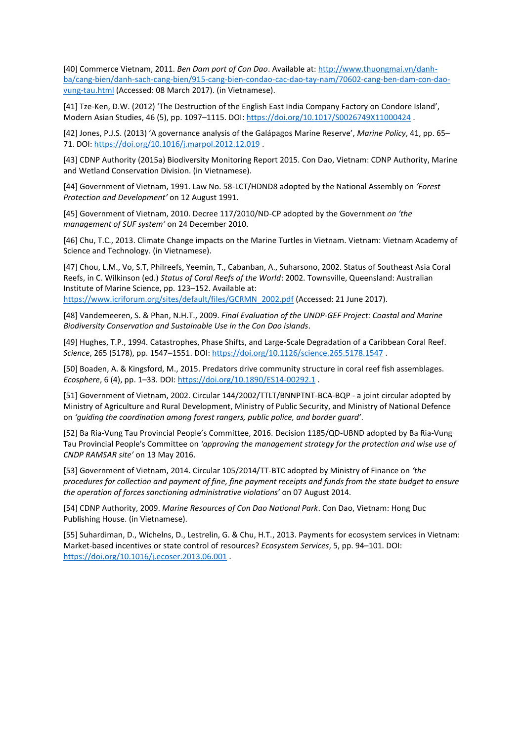[40] Commerce Vietnam, 2011. *Ben Dam port of Con Dao*. Available at: http://www.thuongmai.vn/danh-ba/cang-bien/danh-sach-cang-bien/915-cang-bien-condao-cac-dao-tay-nam/70602-cang-ben-dam-con-dao-vung-tau.html (Accessed: 08 March 2017). (in Vietnamese).

[41] Tze-Ken, D.W. (2012) 'The Destruction of the English East India Company Factory on Condore Island', Modern Asian Studies, 46 (5), pp. 1097–1115. DOI: https://doi.org/10.1017/S0026749X11000424 .

[42] Jones, P.J.S. (2013) 'A governance analysis of the Galápagos Marine Reserve', *Marine Policy*, 41, pp. 65–71. DOI: https://doi.org/10.1016/j.marpol.2012.12.019 .

[43] CDNP Authority (2015a) Biodiversity Monitoring Report 2015. Con Dao, Vietnam: CDNP Authority, Marine and Wetland Conservation Division. (in Vietnamese).

[44] Government of Vietnam, 1991. Law No. 58-LCT/HDND8 adopted by the National Assembly on *'Forest Protection and Development'* on 12 August 1991.

[45] Government of Vietnam, 2010. Decree 117/2010/ND-CP adopted by the Government *on 'the management of SUF system'* on 24 December 2010.

[46] Chu, T.C., 2013. Climate Change impacts on the Marine Turtles in Vietnam. Vietnam: Vietnam Academy of Science and Technology. (in Vietnamese).

[47] Chou, L.M., Vo, S.T, Philreefs, Yeemin, T., Cabanban, A., Suharsono, 2002. Status of Southeast Asia Coral Reefs, in C. Wilkinson (ed.) *Status of Coral Reefs of the World*: 2002. Townsville, Queensland: Australian Institute of Marine Science, pp. 123–152. Available at: https://www.icriforum.org/sites/default/files/GCRMN_2002.pdf (Accessed: 21 June 2017).

[48] Vandemeeren, S. & Phan, N.H.T., 2009. *Final Evaluation of the UNDP-GEF Project: Coastal and Marine Biodiversity Conservation and Sustainable Use in the Con Dao islands*.

[49] Hughes, T.P., 1994. Catastrophes, Phase Shifts, and Large-Scale Degradation of a Caribbean Coral Reef. *Science*, 265 (5178), pp. 1547–1551. DOI: https://doi.org/10.1126/science.265.5178.1547 .

[50] Boaden, A. & Kingsford, M., 2015. Predators drive community structure in coral reef fish assemblages. *Ecosphere*, 6 (4), pp. 1–33. DOI: https://doi.org/10.1890/ES14-00292.1 .

[51] Government of Vietnam, 2002. Circular 144/2002/TTLT/BNNPTNT-BCA-BQP - a joint circular adopted by Ministry of Agriculture and Rural Development, Ministry of Public Security, and Ministry of National Defence on *'guiding the coordination among forest rangers, public police, and border guard'*.

[52] Ba Ria-Vung Tau Provincial People's Committee, 2016. Decision 1185/QD-UBND adopted by Ba Ria-Vung Tau Provincial People's Committee on *'approving the management strategy for the protection and wise use of CNDP RAMSAR site'* on 13 May 2016.

[53] Government of Vietnam, 2014. Circular 105/2014/TT-BTC adopted by Ministry of Finance on *'the procedures for collection and payment of fine, fine payment receipts and funds from the state budget to ensure the operation of forces sanctioning administrative violations'* on 07 August 2014.

[54] CDNP Authority, 2009. *Marine Resources of Con Dao National Park*. Con Dao, Vietnam: Hong Duc Publishing House. (in Vietnamese).

[55] Suhardiman, D., Wichelns, D., Lestrelin, G. & Chu, H.T., 2013. Payments for ecosystem services in Vietnam: Market-based incentives or state control of resources? *Ecosystem Services*, 5, pp. 94–101. DOI: https://doi.org/10.1016/j.ecoser.2013.06.001 .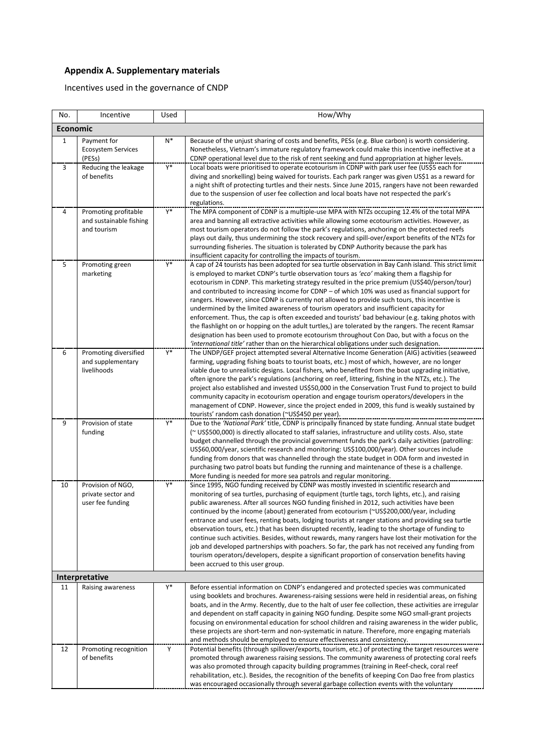## Appendix A. Supplementary materials

Incentives used in the governance of CNDP

| No. | Incentive | Used | How/Why |
|---|---|---|---|
| **Economic** | | | |
| 1 | Payment for Ecosystem Services (PESs) | N* | Because of the unjust sharing of costs and benefits, PESs (e.g. Blue carbon) is worth considering. Nonetheless, Vietnam's immature regulatory framework could make this incentive ineffective at a CDNP operational level due to the risk of rent seeking and fund appropriation at higher levels. |
| 3 | Reducing the leakage of benefits | Y* | Local boats were prioritised to operate ecotourism in CDNP with park user fee (US$5 each for diving and snorkelling) being waived for tourists. Each park ranger was given US$1 as a reward for a night shift of protecting turtles and their nests. Since June 2015, rangers have not been rewarded due to the suspension of user fee collection and local boats have not respected the park's regulations. |
| 4 | Promoting profitable and sustainable fishing and tourism | Y* | The MPA component of CDNP is a multiple-use MPA with NTZs occuping 12.4% of the total MPA area and banning all extractive activities while allowing some ecotourism activities. However, as most tourism operators do not follow the park's regulations, anchoring on the protected reefs plays out daily, thus undermining the stock recovery and spill-over/export benefits of the NTZs for surrounding fisheries. The situation is tolerated by CDNP Authority because the park has insufficient capacity for controlling the impacts of tourism. |
| 5 | Promoting green marketing | Y* | A cap of 24 tourists has been adopted for sea turtle observation in Bay Canh island. This strict limit is employed to market CDNP's turtle observation tours as *'eco'* making them a flagship for ecotourism in CDNP. This marketing strategy resulted in the price premium (US$40/person/tour) and contributed to increasing income for CDNP – of which 10% was used as financial support for rangers. However, since CDNP is currently not allowed to provide such tours, this incentive is undermined by the limited awareness of tourism operators and insufficient capacity for enforcement. Thus, the cap is often exceeded and tourists' bad behaviour (e.g. taking photos with the flashlight on or hopping on the adult turtles,) are tolerated by the rangers. The recent Ramsar designation has been used to promote ecotourism throughout Con Dao, but with a focus on the *'international title'* rather than on the hierarchical obligations under such designation. |
| 6 | Promoting diversified and supplementary livelihoods | Y* | The UNDP/GEF project attempted several Alternative Income Generation (AIG) activities (seaweed farming, upgrading fishing boats to tourist boats, etc.) most of which, however, are no longer viable due to unrealistic designs. Local fishers, who benefited from the boat upgrading initiative, often ignore the park's regulations (anchoring on reef, littering, fishing in the NTZs, etc.). The project also established and invested US$50,000 in the Conservation Trust Fund to project to build community capacity in ecotourism operation and engage tourism operators/developers in the management of CDNP. However, since the project ended in 2009, this fund is weakly sustained by tourists' random cash donation (~US$450 per year). |
| 9 | Provision of state funding | Y* | Due to the *'National Park'* title, CDNP is principally financed by state funding. Annual state budget (~ US$500,000) is directly allocated to staff salaries, infrastructure and utility costs. Also, state budget channelled through the provincial government funds the park's daily activities (patrolling: US$60,000/year, scientific research and monitoring: US$100,000/year). Other sources include funding from donors that was channelled through the state budget in ODA form and invested in purchasing two patrol boats but funding the running and maintenance of these is a challenge. More funding is needed for more sea patrols and regular monitoring. |
| 10 | Provision of NGO, private sector and user fee funding | Y* | Since 1995, NGO funding received by CDNP was mostly invested in scientific research and monitoring of sea turtles, purchasing of equipment (turtle tags, torch lights, etc.), and raising public awareness. After all sources NGO funding finished in 2012, such activities have been continued by the income (about) generated from ecotourism (~US$200,000/year, including entrance and user fees, renting boats, lodging tourists at ranger stations and providing sea turtle observation tours, etc.) that has been disrupted recently, leading to the shortage of funding to continue such activities. Besides, without rewards, many rangers have lost their motivation for the job and developed partnerships with poachers. So far, the park has not received any funding from tourism operators/developers, despite a significant proportion of conservation benefits having been accrued to this user group. |
| **Interpretative** | | | |
| 11 | Raising awareness | Y* | Before essential information on CDNP's endangered and protected species was communicated using booklets and brochures. Awareness-raising sessions were held in residential areas, on fishing boats, and in the Army. Recently, due to the halt of user fee collection, these activities are irregular and dependent on staff capacity in gaining NGO funding. Despite some NGO small-grant projects focusing on environmental education for school children and raising awareness in the wider public, these projects are short-term and non-systematic in nature. Therefore, more engaging materials and methods should be employed to ensure effectiveness and consistency. |
| 12 | Promoting recognition of benefits | Y | Potential benefits (through spillover/exports, tourism, etc.) of protecting the target resources were promoted through awareness raising sessions. The community awareness of protecting coral reefs was also promoted through capacity building programmes (training in Reef-check, coral reef rehabilitation, etc.). Besides, the recognition of the benefits of keeping Con Dao free from plastics was encouraged occasionally through several garbage collection events with the voluntary |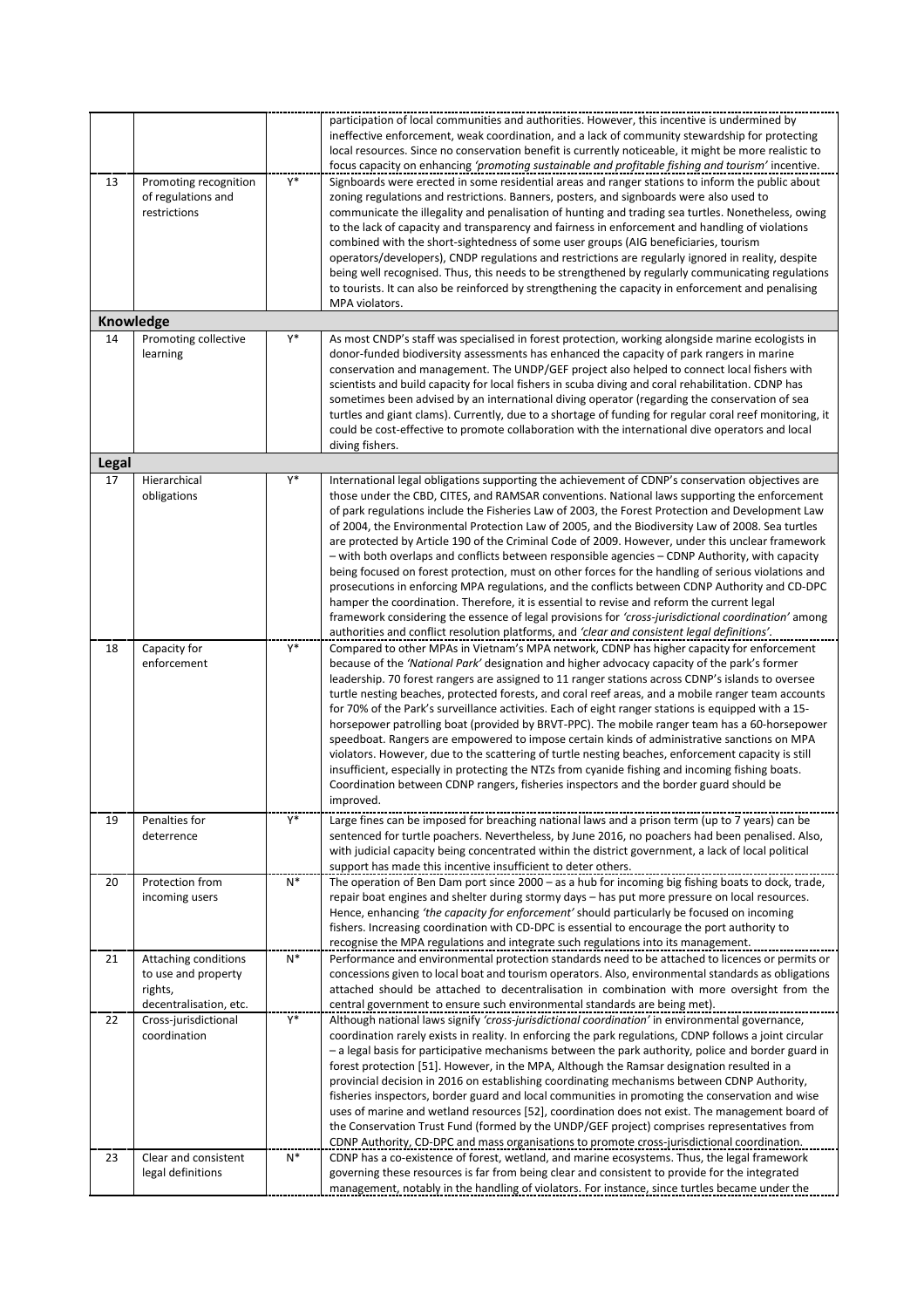| | | | |
|---|---|---|---|
| | | | participation of local communities and authorities. However, this incentive is undermined by ineffective enforcement, weak coordination, and a lack of community stewardship for protecting local resources. Since no conservation benefit is currently noticeable, it might be more realistic to focus capacity on enhancing *'promoting sustainable and profitable fishing and tourism'* incentive. |
| 13 | Promoting recognition of regulations and restrictions | Y* | Signboards were erected in some residential areas and ranger stations to inform the public about zoning regulations and restrictions. Banners, posters, and signboards were also used to communicate the illegality and penalisation of hunting and trading sea turtles. Nonetheless, owing to the lack of capacity and transparency and fairness in enforcement and handling of violations combined with the short-sightedness of some user groups (AIG beneficiaries, tourism operators/developers), CNDP regulations and restrictions are regularly ignored in reality, despite being well recognised. Thus, this needs to be strengthened by regularly communicating regulations to tourists. It can also be reinforced by strengthening the capacity in enforcement and penalising MPA violators. |
| **Knowledge** | | | |
| 14 | Promoting collective learning | Y* | As most CNDP's staff was specialised in forest protection, working alongside marine ecologists in donor-funded biodiversity assessments has enhanced the capacity of park rangers in marine conservation and management. The UNDP/GEF project also helped to connect local fishers with scientists and build capacity for local fishers in scuba diving and coral rehabilitation. CDNP has sometimes been advised by an international diving operator (regarding the conservation of sea turtles and giant clams). Currently, due to a shortage of funding for regular coral reef monitoring, it could be cost-effective to promote collaboration with the international dive operators and local diving fishers. |
| **Legal** | | | |
| 17 | Hierarchical obligations | Y* | International legal obligations supporting the achievement of CDNP's conservation objectives are those under the CBD, CITES, and RAMSAR conventions. National laws supporting the enforcement of park regulations include the Fisheries Law of 2003, the Forest Protection and Development Law of 2004, the Environmental Protection Law of 2005, and the Biodiversity Law of 2008. Sea turtles are protected by Article 190 of the Criminal Code of 2009. However, under this unclear framework – with both overlaps and conflicts between responsible agencies – CDNP Authority, with capacity being focused on forest protection, must on other forces for the handling of serious violations and prosecutions in enforcing MPA regulations, and the conflicts between CDNP Authority and CD-DPC hamper the coordination. Therefore, it is essential to revise and reform the current legal framework considering the essence of legal provisions for *'cross-jurisdictional coordination'* among authorities and conflict resolution platforms, and *'clear and consistent legal definitions'*. |
| 18 | Capacity for enforcement | Y* | Compared to other MPAs in Vietnam's MPA network, CDNP has higher capacity for enforcement because of the *'National Park'* designation and higher advocacy capacity of the park's former leadership. 70 forest rangers are assigned to 11 ranger stations across CDNP's islands to oversee turtle nesting beaches, protected forests, and coral reef areas, and a mobile ranger team accounts for 70% of the Park's surveillance activities. Each of eight ranger stations is equipped with a 15-horsepower patrolling boat (provided by BRVT-PPC). The mobile ranger team has a 60-horsepower speedboat. Rangers are empowered to impose certain kinds of administrative sanctions on MPA violators. However, due to the scattering of turtle nesting beaches, enforcement capacity is still insufficient, especially in protecting the NTZs from cyanide fishing and incoming fishing boats. Coordination between CDNP rangers, fisheries inspectors and the border guard should be improved. |
| 19 | Penalties for deterrence | Y* | Large fines can be imposed for breaching national laws and a prison term (up to 7 years) can be sentenced for turtle poachers. Nevertheless, by June 2016, no poachers had been penalised. Also, with judicial capacity being concentrated within the district government, a lack of local political support has made this incentive insufficient to deter others. |
| 20 | Protection from incoming users | N* | The operation of Ben Dam port since 2000 – as a hub for incoming big fishing boats to dock, trade, repair boat engines and shelter during stormy days – has put more pressure on local resources. Hence, enhancing *'the capacity for enforcement'* should particularly be focused on incoming fishers. Increasing coordination with CD-DPC is essential to encourage the port authority to recognise the MPA regulations and integrate such regulations into its management. |
| 21 | Attaching conditions to use and property rights, decentralisation, etc. | N* | Performance and environmental protection standards need to be attached to licences or permits or concessions given to local boat and tourism operators. Also, environmental standards as obligations attached should be attached to decentralisation in combination with more oversight from the central government to ensure such environmental standards are being met). |
| 22 | Cross-jurisdictional coordination | Y* | Although national laws signify *'cross-jurisdictional coordination'* in environmental governance, coordination rarely exists in reality. In enforcing the park regulations, CDNP follows a joint circular – a legal basis for participative mechanisms between the park authority, police and border guard in forest protection [51]. However, in the MPA, Although the Ramsar designation resulted in a provincial decision in 2016 on establishing coordinating mechanisms between CDNP Authority, fisheries inspectors, border guard and local communities in promoting the conservation and wise uses of marine and wetland resources [52], coordination does not exist. The management board of the Conservation Trust Fund (formed by the UNDP/GEF project) comprises representatives from CDNP Authority, CD-DPC and mass organisations to promote cross-jurisdictional coordination. |
| 23 | Clear and consistent legal definitions | N* | CDNP has a co-existence of forest, wetland, and marine ecosystems. Thus, the legal framework governing these resources is far from being clear and consistent to provide for the integrated management, notably in the handling of violators. For instance, since turtles became under the |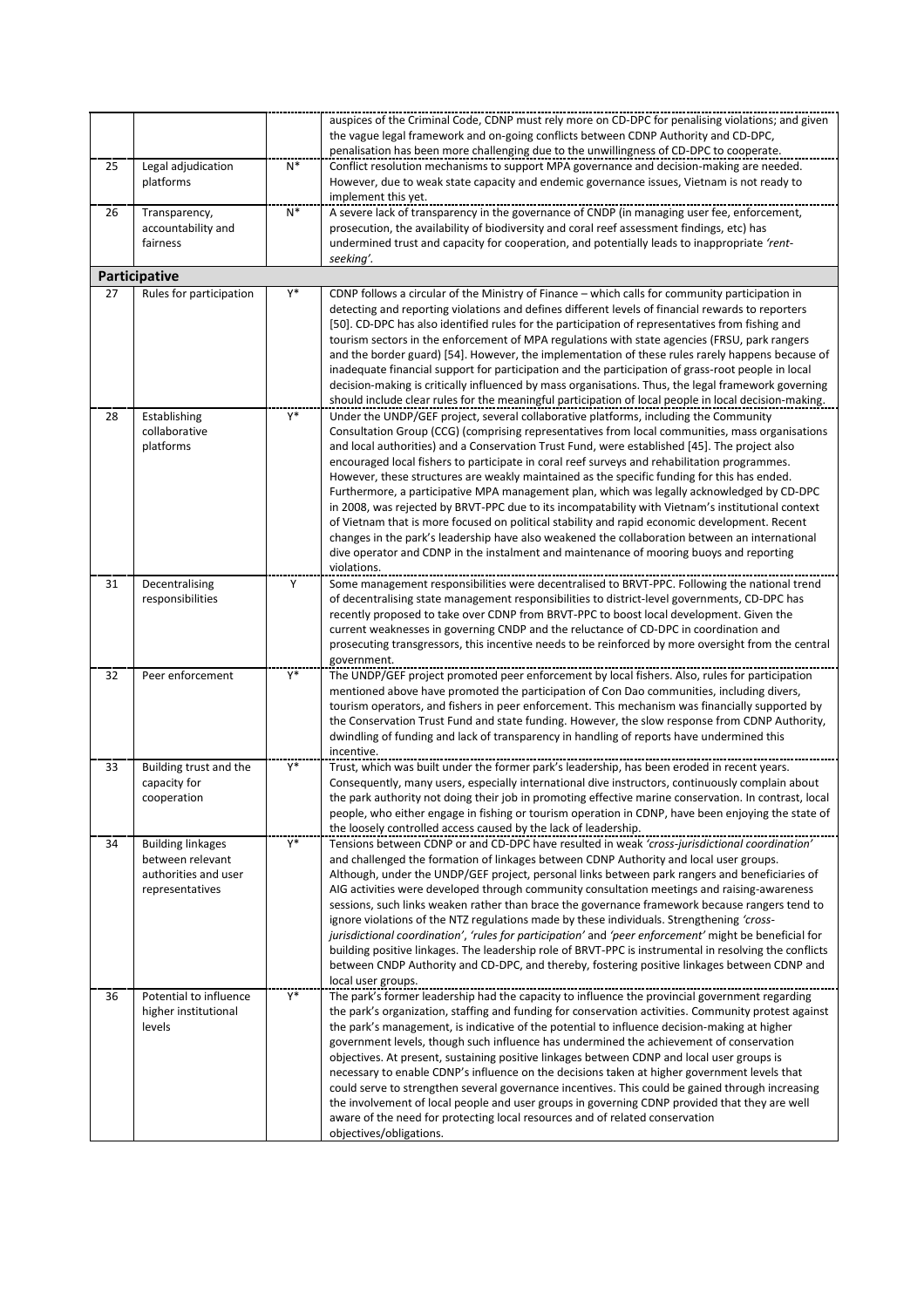| | | | |
|---|---|---|---|
| | | | auspices of the Criminal Code, CDNP must rely more on CD-DPC for penalising violations; and given the vague legal framework and on-going conflicts between CDNP Authority and CD-DPC, penalisation has been more challenging due to the unwillingness of CD-DPC to cooperate. |
| 25 | Legal adjudication platforms | N* | Conflict resolution mechanisms to support MPA governance and decision-making are needed. However, due to weak state capacity and endemic governance issues, Vietnam is not ready to implement this yet. |
| 26 | Transparency, accountability and fairness | N* | A severe lack of transparency in the governance of CNDP (in managing user fee, enforcement, prosecution, the availability of biodiversity and coral reef assessment findings, etc) has undermined trust and capacity for cooperation, and potentially leads to inappropriate *'rent-seeking'*. |
| **Participative** | | | |
| 27 | Rules for participation | Y* | CDNP follows a circular of the Ministry of Finance – which calls for community participation in detecting and reporting violations and defines different levels of financial rewards to reporters [50]. CD-DPC has also identified rules for the participation of representatives from fishing and tourism sectors in the enforcement of MPA regulations with state agencies (FRSU, park rangers and the border guard) [54]. However, the implementation of these rules rarely happens because of inadequate financial support for participation and the participation of grass-root people in local decision-making is critically influenced by mass organisations. Thus, the legal framework governing should include clear rules for the meaningful participation of local people in local decision-making. |
| 28 | Establishing collaborative platforms | Y* | Under the UNDP/GEF project, several collaborative platforms, including the Community Consultation Group (CCG) (comprising representatives from local communities, mass organisations and local authorities) and a Conservation Trust Fund, were established [45]. The project also encouraged local fishers to participate in coral reef surveys and rehabilitation programmes. However, these structures are weakly maintained as the specific funding for this has ended. Furthermore, a participative MPA management plan, which was legally acknowledged by CD-DPC in 2008, was rejected by BRVT-PPC due to its incompatability with Vietnam's institutional context of Vietnam that is more focused on political stability and rapid economic development. Recent changes in the park's leadership have also weakened the collaboration between an international dive operator and CDNP in the instalment and maintenance of mooring buoys and reporting violations. |
| 31 | Decentralising responsibilities | Y | Some management responsibilities were decentralised to BRVT-PPC. Following the national trend of decentralising state management responsibilities to district-level governments, CD-DPC has recently proposed to take over CDNP from BRVT-PPC to boost local development. Given the current weaknesses in governing CNDP and the reluctance of CD-DPC in coordination and prosecuting transgressors, this incentive needs to be reinforced by more oversight from the central government. |
| 32 | Peer enforcement | Y* | The UNDP/GEF project promoted peer enforcement by local fishers. Also, rules for participation mentioned above have promoted the participation of Con Dao communities, including divers, tourism operators, and fishers in peer enforcement. This mechanism was financially supported by the Conservation Trust Fund and state funding. However, the slow response from CDNP Authority, dwindling of funding and lack of transparency in handling of reports have undermined this incentive. |
| 33 | Building trust and the capacity for cooperation | Y* | Trust, which was built under the former park's leadership, has been eroded in recent years. Consequently, many users, especially international dive instructors, continuously complain about the park authority not doing their job in promoting effective marine conservation. In contrast, local people, who either engage in fishing or tourism operation in CDNP, have been enjoying the state of the loosely controlled access caused by the lack of leadership. |
| 34 | Building linkages between relevant authorities and user representatives | Y* | Tensions between CDNP or and CD-DPC have resulted in weak *'cross-jurisdictional coordination'* and challenged the formation of linkages between CDNP Authority and local user groups. Although, under the UNDP/GEF project, personal links between park rangers and beneficiaries of AIG activities were developed through community consultation meetings and raising-awareness sessions, such links weaken rather than brace the governance framework because rangers tend to ignore violations of the NTZ regulations made by these individuals. Strengthening *'cross-jurisdictional coordination'*, *'rules for participation'* and *'peer enforcement'* might be beneficial for building positive linkages. The leadership role of BRVT-PPC is instrumental in resolving the conflicts between CNDP Authority and CD-DPC, and thereby, fostering positive linkages between CDNP and local user groups. |
| 36 | Potential to influence higher institutional levels | Y* | The park's former leadership had the capacity to influence the provincial government regarding the park's organization, staffing and funding for conservation activities. Community protest against the park's management, is indicative of the potential to influence decision-making at higher government levels, though such influence has undermined the achievement of conservation objectives. At present, sustaining positive linkages between CDNP and local user groups is necessary to enable CDNP's influence on the decisions taken at higher government levels that could serve to strengthen several governance incentives. This could be gained through increasing the involvement of local people and user groups in governing CDNP provided that they are well aware of the need for protecting local resources and of related conservation objectives/obligations. |